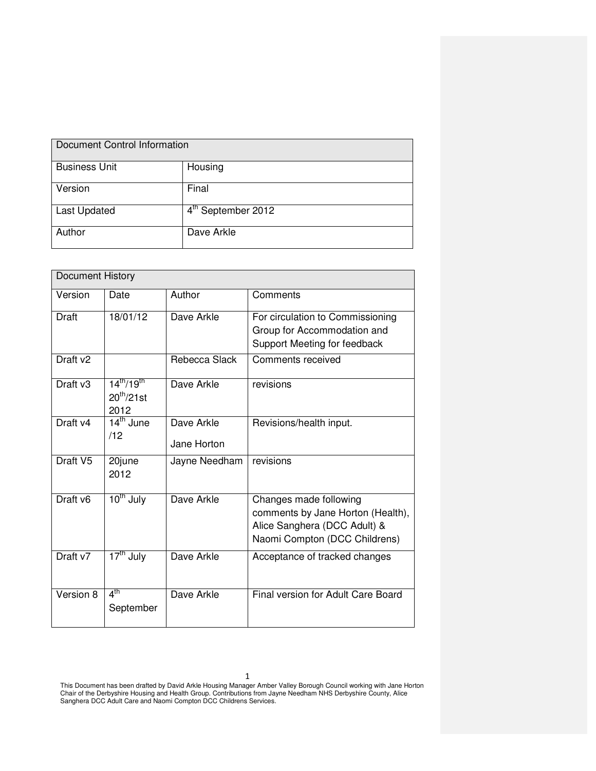| Document Control Information | |
|---|---|
| Business Unit | Housing |
| Version | Final |
| Last Updated | 4th September 2012 |
| Author | Dave Arkle |

| Document History | | | |
|---|---|---|---|
| Version | Date | Author | Comments |
| Draft | 18/01/12 | Dave Arkle | For circulation to Commissioning Group for Accommodation and Support Meeting for feedback |
| Draft v2 | | Rebecca Slack | Comments received |
| Draft v3 | 14th/19th 20th/21st 2012 | Dave Arkle | revisions |
| Draft v4 | 14th June /12 | Dave Arkle Jane Horton | Revisions/health input. |
| Draft V5 | 20june 2012 | Jayne Needham | revisions |
| Draft v6 | 10th July | Dave Arkle | Changes made following comments by Jane Horton (Health), Alice Sanghera (DCC Adult) & Naomi Compton (DCC Childrens) |
| Draft v7 | 17th July | Dave Arkle | Acceptance of tracked changes |
| Version 8 | 4th September | Dave Arkle | Final version for Adult Care Board |

This Document has been drafted by David Arkle Housing Manager Amber Valley Borough Council working with Jane Horton Chair of the Derbyshire Housing and Health Group. Contributions from Jayne Needham NHS Derbyshire County, Alice Sanghera DCC Adult Care and Naomi Compton DCC Childrens Services.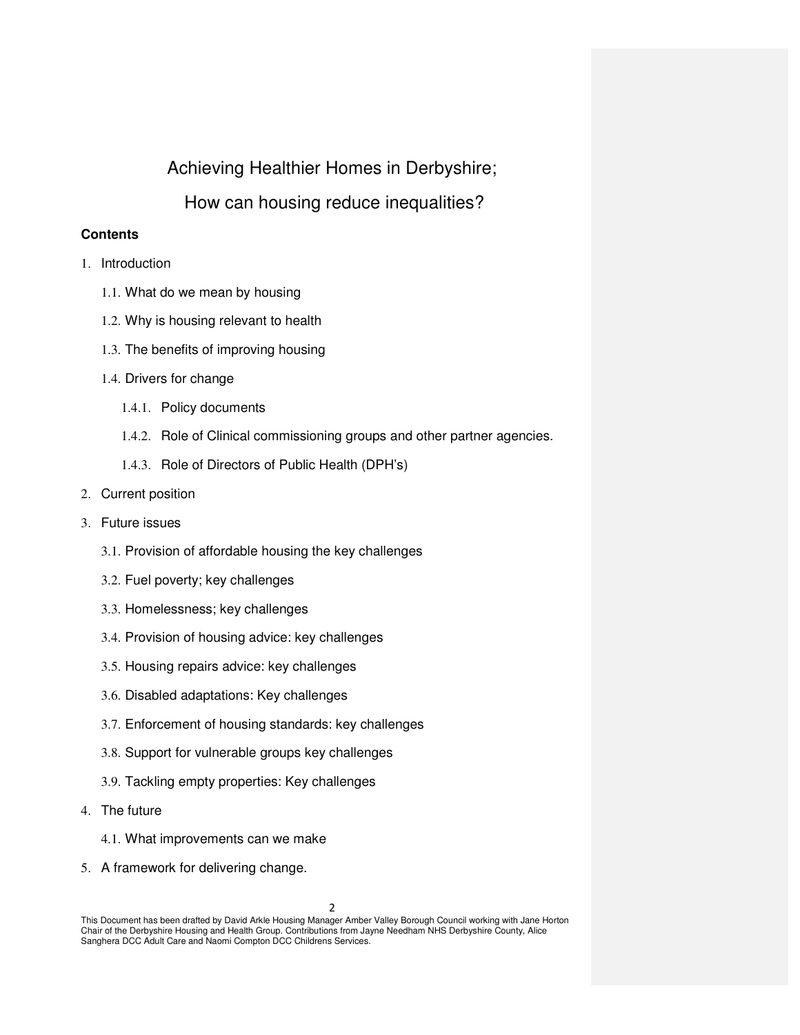# Achieving Healthier Homes in Derbyshire;

# How can housing reduce inequalities?

**Contents**

1. Introduction
   1.1. What do we mean by housing
   1.2. Why is housing relevant to health
   1.3. The benefits of improving housing
   1.4. Drivers for change
      1.4.1. Policy documents
      1.4.2. Role of Clinical commissioning groups and other partner agencies.
      1.4.3. Role of Directors of Public Health (DPH's)
2. Current position
3. Future issues
   3.1. Provision of affordable housing the key challenges
   3.2. Fuel poverty; key challenges
   3.3. Homelessness; key challenges
   3.4. Provision of housing advice: key challenges
   3.5. Housing repairs advice: key challenges
   3.6. Disabled adaptations: Key challenges
   3.7. Enforcement of housing standards: key challenges
   3.8. Support for vulnerable groups key challenges
   3.9. Tackling empty properties: Key challenges
4. The future
   4.1. What improvements can we make
5. A framework for delivering change.

This Document has been drafted by David Arkle Housing Manager Amber Valley Borough Council working with Jane Horton Chair of the Derbyshire Housing and Health Group. Contributions from Jayne Needham NHS Derbyshire County, Alice Sanghera DCC Adult Care and Naomi Compton DCC Childrens Services.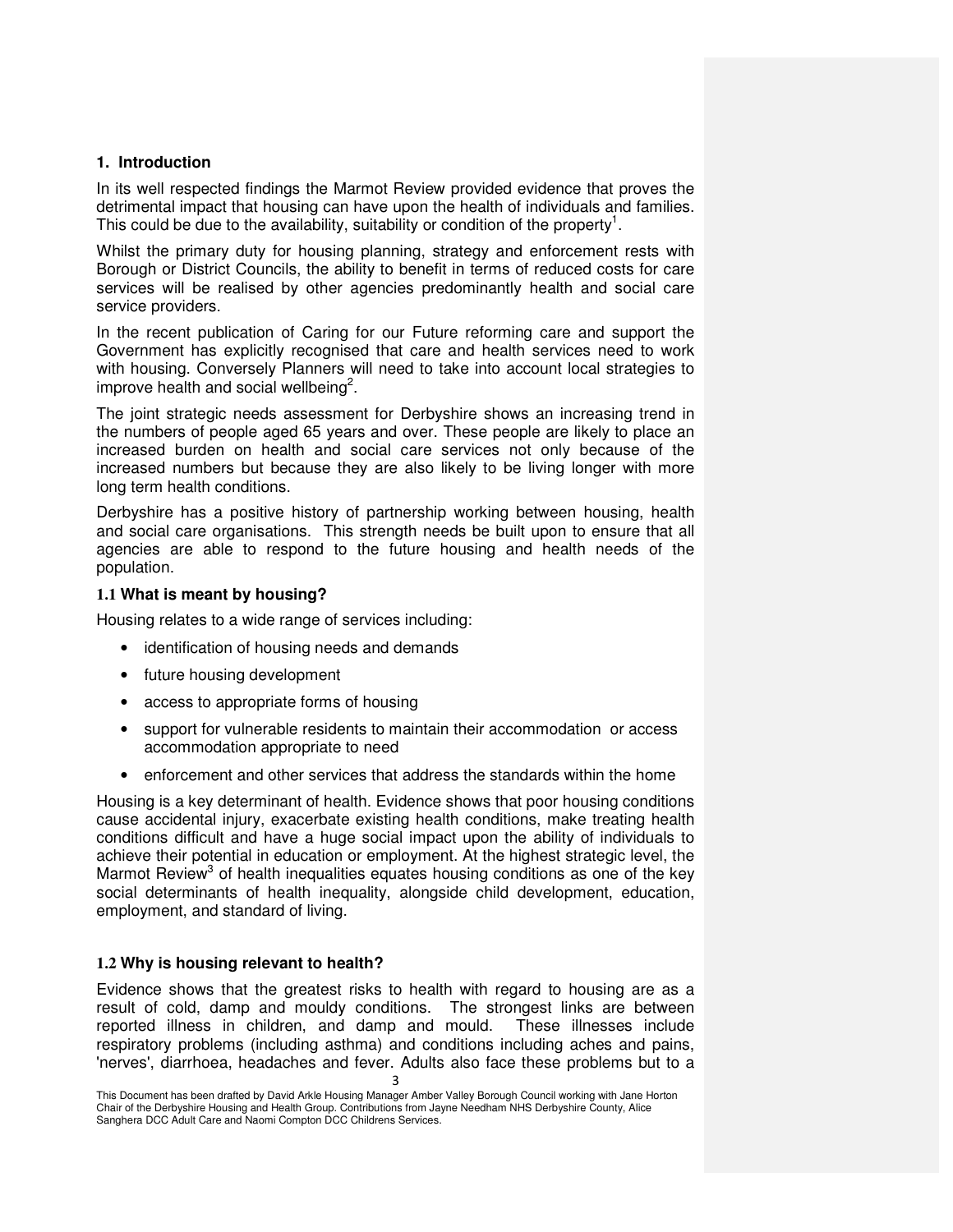## 1. Introduction

In its well respected findings the Marmot Review provided evidence that proves the detrimental impact that housing can have upon the health of individuals and families. This could be due to the availability, suitability or condition of the property[1].

Whilst the primary duty for housing planning, strategy and enforcement rests with Borough or District Councils, the ability to benefit in terms of reduced costs for care services will be realised by other agencies predominantly health and social care service providers.

In the recent publication of Caring for our Future reforming care and support the Government has explicitly recognised that care and health services need to work with housing. Conversely Planners will need to take into account local strategies to improve health and social wellbeing[2].

The joint strategic needs assessment for Derbyshire shows an increasing trend in the numbers of people aged 65 years and over. These people are likely to place an increased burden on health and social care services not only because of the increased numbers but because they are also likely to be living longer with more long term health conditions.

Derbyshire has a positive history of partnership working between housing, health and social care organisations. This strength needs be built upon to ensure that all agencies are able to respond to the future housing and health needs of the population.

### 1.1 What is meant by housing?

Housing relates to a wide range of services including:

- identification of housing needs and demands
- future housing development
- access to appropriate forms of housing
- support for vulnerable residents to maintain their accommodation or access accommodation appropriate to need
- enforcement and other services that address the standards within the home

Housing is a key determinant of health. Evidence shows that poor housing conditions cause accidental injury, exacerbate existing health conditions, make treating health conditions difficult and have a huge social impact upon the ability of individuals to achieve their potential in education or employment. At the highest strategic level, the Marmot Review[3] of health inequalities equates housing conditions as one of the key social determinants of health inequality, alongside child development, education, employment, and standard of living.

### 1.2 Why is housing relevant to health?

Evidence shows that the greatest risks to health with regard to housing are as a result of cold, damp and mouldy conditions. The strongest links are between reported illness in children, and damp and mould. These illnesses include respiratory problems (including asthma) and conditions including aches and pains, 'nerves', diarrhoea, headaches and fever. Adults also face these problems but to a

This Document has been drafted by David Arkle Housing Manager Amber Valley Borough Council working with Jane Horton Chair of the Derbyshire Housing and Health Group. Contributions from Jayne Needham NHS Derbyshire County, Alice Sanghera DCC Adult Care and Naomi Compton DCC Childrens Services.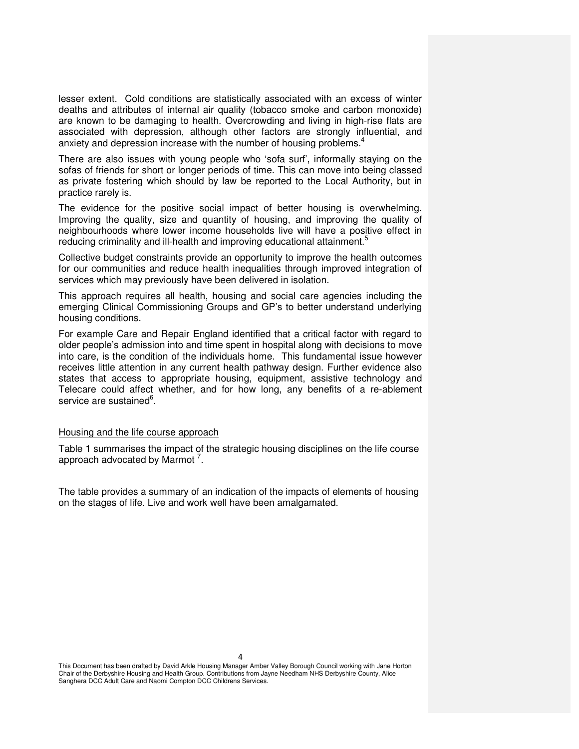lesser extent. Cold conditions are statistically associated with an excess of winter deaths and attributes of internal air quality (tobacco smoke and carbon monoxide) are known to be damaging to health. Overcrowding and living in high-rise flats are associated with depression, although other factors are strongly influential, and anxiety and depression increase with the number of housing problems.[4]

There are also issues with young people who 'sofa surf', informally staying on the sofas of friends for short or longer periods of time. This can move into being classed as private fostering which should by law be reported to the Local Authority, but in practice rarely is.

The evidence for the positive social impact of better housing is overwhelming. Improving the quality, size and quantity of housing, and improving the quality of neighbourhoods where lower income households live will have a positive effect in reducing criminality and ill-health and improving educational attainment.[5]

Collective budget constraints provide an opportunity to improve the health outcomes for our communities and reduce health inequalities through improved integration of services which may previously have been delivered in isolation.

This approach requires all health, housing and social care agencies including the emerging Clinical Commissioning Groups and GP's to better understand underlying housing conditions.

For example Care and Repair England identified that a critical factor with regard to older people's admission into and time spent in hospital along with decisions to move into care, is the condition of the individuals home. This fundamental issue however receives little attention in any current health pathway design. Further evidence also states that access to appropriate housing, equipment, assistive technology and Telecare could affect whether, and for how long, any benefits of a re-ablement service are sustained[6].

<u>Housing and the life course approach</u>

Table 1 summarises the impact of the strategic housing disciplines on the life course approach advocated by Marmot [7].

The table provides a summary of an indication of the impacts of elements of housing on the stages of life. Live and work well have been amalgamated.

This Document has been drafted by David Arkle Housing Manager Amber Valley Borough Council working with Jane Horton Chair of the Derbyshire Housing and Health Group. Contributions from Jayne Needham NHS Derbyshire County, Alice Sanghera DCC Adult Care and Naomi Compton DCC Childrens Services.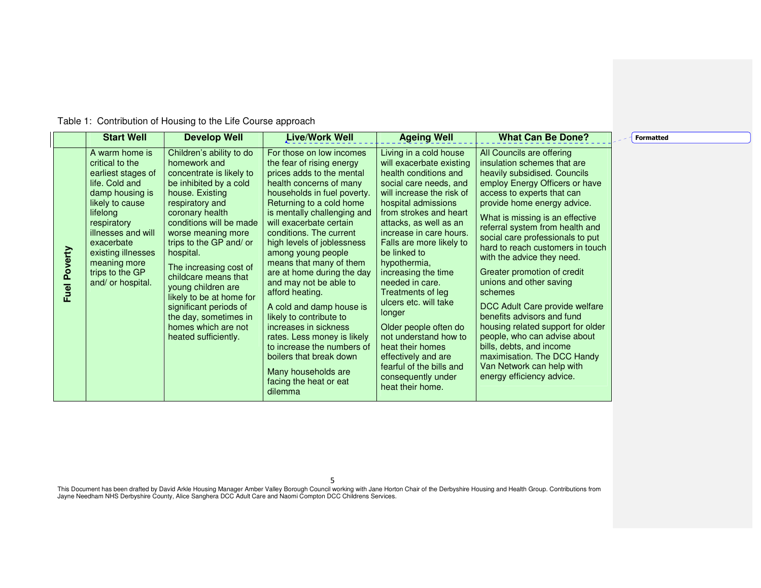Table 1: Contribution of Housing to the Life Course approach

| | Start Well | Develop Well | Live/Work Well | Ageing Well | What Can Be Done? |
|---|---|---|---|---|---|
| **Fuel Poverty** | A warm home is critical to the earliest stages of life. Cold and damp housing is likely to cause lifelong respiratory illnesses and will exacerbate existing illnesses meaning more trips to the GP and/ or hospital. | Children's ability to do homework and concentrate is likely to be inhibited by a cold house. Existing respiratory and coronary health conditions will be made worse meaning more trips to the GP and/ or hospital.<br><br>The increasing cost of childcare means that young children are likely to be at home for significant periods of the day, sometimes in homes which are not heated sufficiently. | For those on low incomes the fear of rising energy prices adds to the mental health concerns of many households in fuel poverty. Returning to a cold home is mentally challenging and will exacerbate certain conditions. The current high levels of joblessness among young people means that many of them are at home during the day and may not be able to afford heating.<br><br>A cold and damp house is likely to contribute to increases in sickness rates. Less money is likely to increase the numbers of boilers that break down<br><br>Many households are facing the heat or eat dilemma | Living in a cold house will exacerbate existing health conditions and social care needs, and will increase the risk of hospital admissions from strokes and heart attacks, as well as an increase in care hours. Falls are more likely to be linked to hypothermia, increasing the time needed in care. Treatments of leg ulcers etc. will take longer<br><br>Older people often do not understand how to heat their homes effectively and are fearful of the bills and consequently under heat their home. | All Councils are offering insulation schemes that are heavily subsidised. Councils employ Energy Officers or have access to experts that can provide home energy advice.<br><br>What is missing is an effective referral system from health and social care professionals to put hard to reach customers in touch with the advice they need.<br><br>Greater promotion of credit unions and other saving schemes<br><br>DCC Adult Care provide welfare benefits advisors and fund housing related support for older people, who can advise about bills, debts, and income maximisation. The DCC Handy Van Network can help with energy efficiency advice. |

This Document has been drafted by David Arkle Housing Manager Amber Valley Borough Council working with Jane Horton Chair of the Derbyshire Housing and Health Group. Contributions from Jayne Needham NHS Derbyshire County, Alice Sanghera DCC Adult Care and Naomi Compton DCC Childrens Services.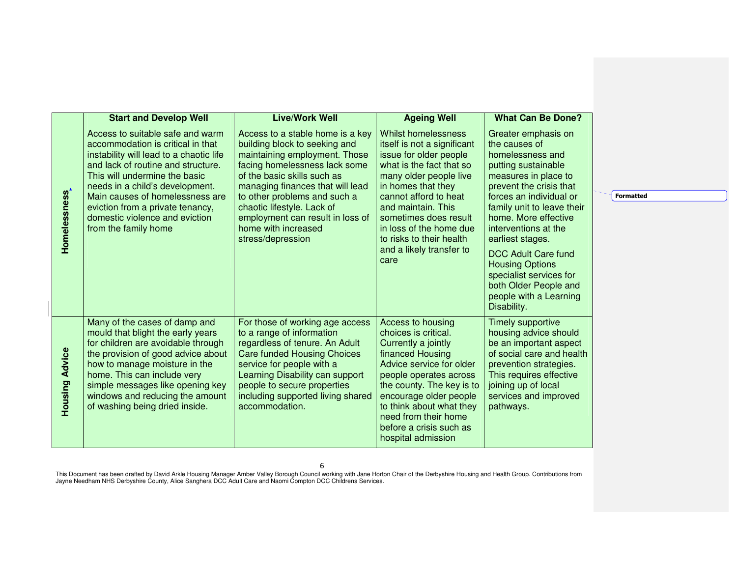| | Start and Develop Well | Live/Work Well | Ageing Well | What Can Be Done? |
|---|---|---|---|---|
| **Homelessness** | Access to suitable safe and warm accommodation is critical in that instability will lead to a chaotic life and lack of routine and structure. This will undermine the basic needs in a child's development. Main causes of homelessness are eviction from a private tenancy, domestic violence and eviction from the family home | Access to a stable home is a key building block to seeking and maintaining employment. Those facing homelessness lack some of the basic skills such as managing finances that will lead to other problems and such a chaotic lifestyle. Lack of employment can result in loss of home with increased stress/depression | Whilst homelessness itself is not a significant issue for older people what is the fact that so many older people live in homes that they cannot afford to heat and maintain. This sometimes does result in loss of the home due to risks to their health and a likely transfer to care | Greater emphasis on the causes of homelessness and putting sustainable measures in place to prevent the crisis that forces an individual or family unit to leave their home. More effective interventions at the earliest stages.<br><br>DCC Adult Care fund Housing Options specialist services for both Older People and people with a Learning Disability. |
| **Housing Advice** | Many of the cases of damp and mould that blight the early years for children are avoidable through the provision of good advice about how to manage moisture in the home. This can include very simple messages like opening key windows and reducing the amount of washing being dried inside. | For those of working age access to a range of information regardless of tenure. An Adult Care funded Housing Choices service for people with a Learning Disability can support people to secure properties including supported living shared accommodation. | Access to housing choices is critical. Currently a jointly financed Housing Advice service for older people operates across the county. The key is to encourage older people to think about what they need from their home before a crisis such as hospital admission | Timely supportive housing advice should be an important aspect of social care and health prevention strategies. This requires effective joining up of local services and improved pathways. |

This Document has been drafted by David Arkle Housing Manager Amber Valley Borough Council working with Jane Horton Chair of the Derbyshire Housing and Health Group. Contributions from Jayne Needham NHS Derbyshire County, Alice Sanghera DCC Adult Care and Naomi Compton DCC Childrens Services.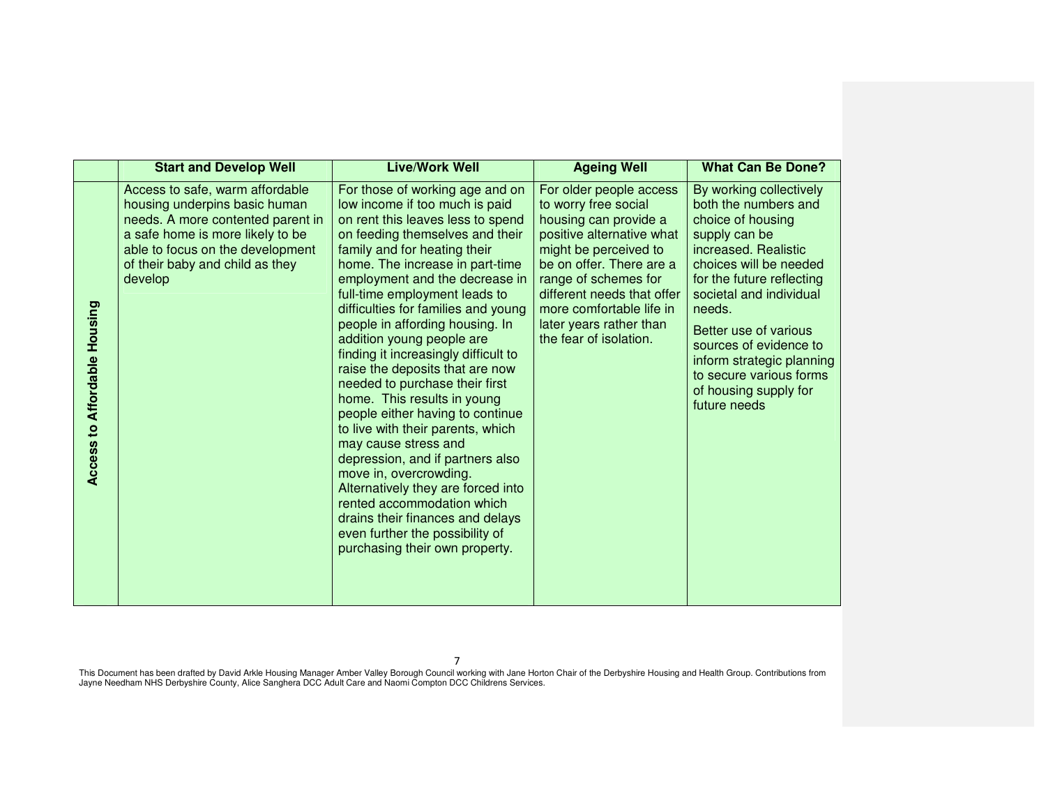| | Start and Develop Well | Live/Work Well | Ageing Well | What Can Be Done? |
|---|---|---|---|---|
| **Access to Affordable Housing** | Access to safe, warm affordable housing underpins basic human needs. A more contented parent in a safe home is more likely to be able to focus on the development of their baby and child as they develop | For those of working age and on low income if too much is paid on rent this leaves less to spend on feeding themselves and their family and for heating their home. The increase in part-time employment and the decrease in full-time employment leads to difficulties for families and young people in affording housing. In addition young people are finding it increasingly difficult to raise the deposits that are now needed to purchase their first home. This results in young people either having to continue to live with their parents, which may cause stress and depression, and if partners also move in, overcrowding. Alternatively they are forced into rented accommodation which drains their finances and delays even further the possibility of purchasing their own property. | For older people access to worry free social housing can provide a positive alternative what might be perceived to be on offer. There are a range of schemes for different needs that offer more comfortable life in later years rather than the fear of isolation. | By working collectively both the numbers and choice of housing supply can be increased. Realistic choices will be needed for the future reflecting societal and individual needs.<br><br>Better use of various sources of evidence to inform strategic planning to secure various forms of housing supply for future needs |

This Document has been drafted by David Arkle Housing Manager Amber Valley Borough Council working with Jane Horton Chair of the Derbyshire Housing and Health Group. Contributions from Jayne Needham NHS Derbyshire County, Alice Sanghera DCC Adult Care and Naomi Compton DCC Childrens Services.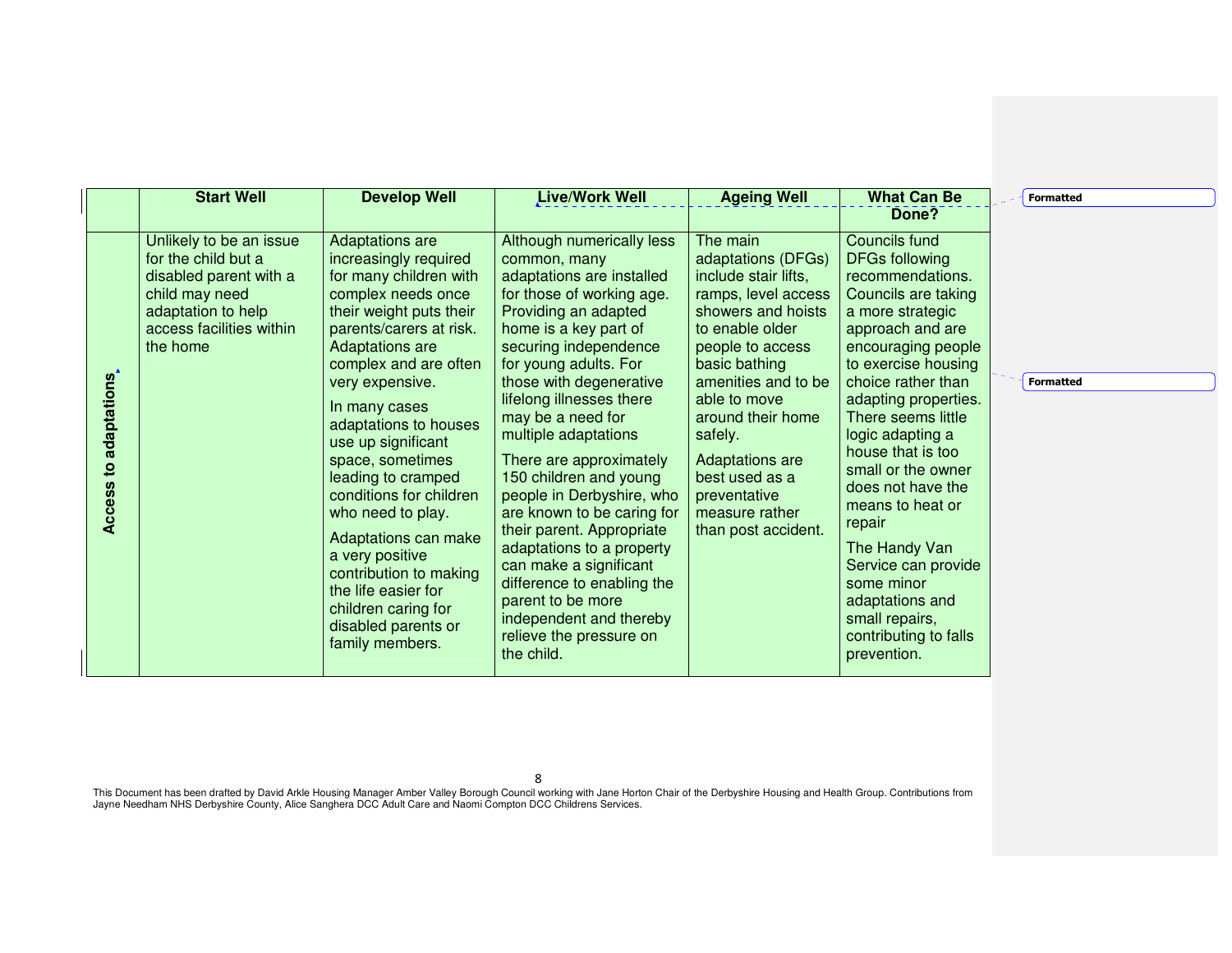| | Start Well | Develop Well | Live/Work Well | Ageing Well | What Can Be Done? |
|---|---|---|---|---|---|
| **Access to adaptations** | Unlikely to be an issue for the child but a disabled parent with a child may need adaptation to help access facilities within the home | Adaptations are increasingly required for many children with complex needs once their weight puts their parents/carers at risk. Adaptations are complex and are often very expensive.<br><br>In many cases adaptations to houses use up significant space, sometimes leading to cramped conditions for children who need to play.<br><br>Adaptations can make a very positive contribution to making the life easier for children caring for disabled parents or family members. | Although numerically less common, many adaptations are installed for those of working age. Providing an adapted home is a key part of securing independence for young adults. For those with degenerative lifelong illnesses there may be a need for multiple adaptations<br><br>There are approximately 150 children and young people in Derbyshire, who are known to be caring for their parent. Appropriate adaptations to a property can make a significant difference to enabling the parent to be more independent and thereby relieve the pressure on the child. | The main adaptations (DFGs) include stair lifts, ramps, level access showers and hoists to enable older people to access basic bathing amenities and to be able to move around their home safely.<br><br>Adaptations are best used as a preventative measure rather than post accident. | Councils fund DFGs following recommendations. Councils are taking a more strategic approach and are encouraging people to exercise housing choice rather than adapting properties. There seems little logic adapting a house that is too small or the owner does not have the means to heat or repair<br><br>The Handy Van Service can provide some minor adaptations and small repairs, contributing to falls prevention. |

This Document has been drafted by David Arkle Housing Manager Amber Valley Borough Council working with Jane Horton Chair of the Derbyshire Housing and Health Group. Contributions from Jayne Needham NHS Derbyshire County, Alice Sanghera DCC Adult Care and Naomi Compton DCC Childrens Services.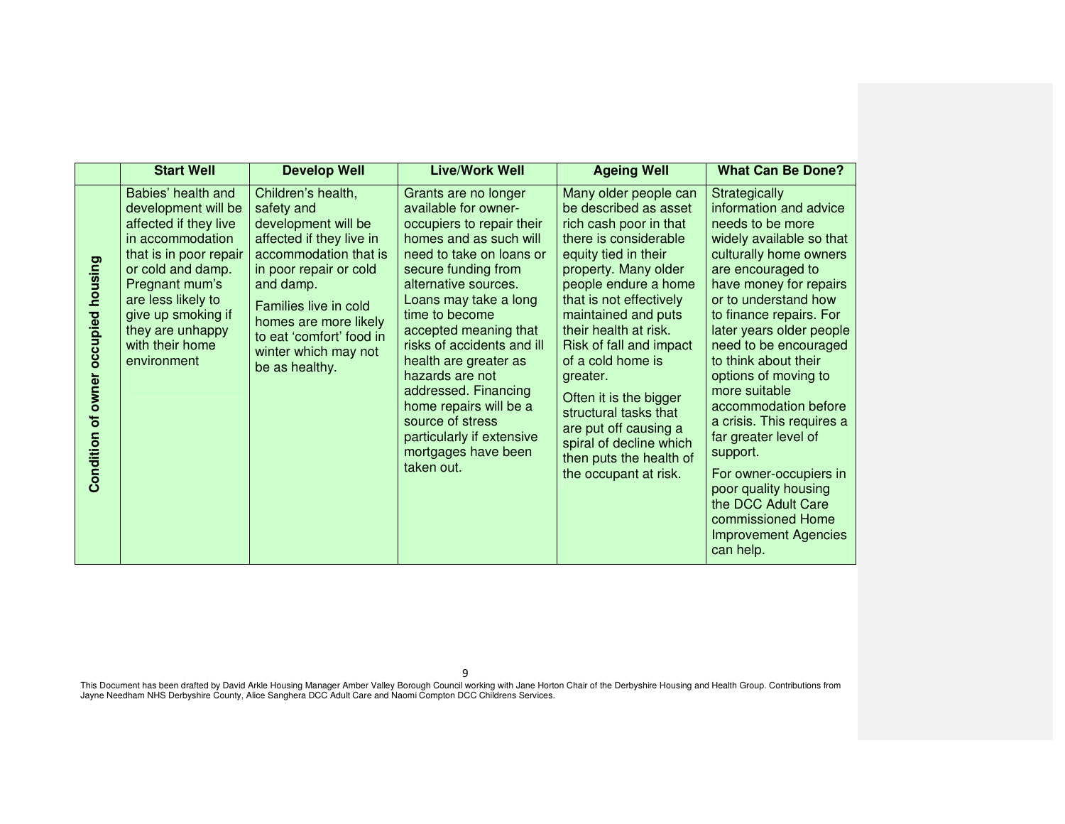| | Start Well | Develop Well | Live/Work Well | Ageing Well | What Can Be Done? |
|---|---|---|---|---|---|
| **Condition of owner occupied housing** | Babies' health and development will be affected if they live in accommodation that is in poor repair or cold and damp. Pregnant mum's are less likely to give up smoking if they are unhappy with their home environment | Children's health, safety and development will be affected if they live in accommodation that is in poor repair or cold and damp.<br><br>Families live in cold homes are more likely to eat 'comfort' food in winter which may not be as healthy. | Grants are no longer available for owner-occupiers to repair their homes and as such will need to take on loans or secure funding from alternative sources. Loans may take a long time to become accepted meaning that risks of accidents and ill health are greater as hazards are not addressed. Financing home repairs will be a source of stress particularly if extensive mortgages have been taken out. | Many older people can be described as asset rich cash poor in that there is considerable equity tied in their property. Many older people endure a home that is not effectively maintained and puts their health at risk. Risk of fall and impact of a cold home is greater.<br><br>Often it is the bigger structural tasks that are put off causing a spiral of decline which then puts the health of the occupant at risk. | Strategically information and advice needs to be more widely available so that culturally home owners are encouraged to have money for repairs or to understand how to finance repairs. For later years older people need to be encouraged to think about their options of moving to more suitable accommodation before a crisis. This requires a far greater level of support.<br><br>For owner-occupiers in poor quality housing the DCC Adult Care commissioned Home Improvement Agencies can help. |

This Document has been drafted by David Arkle Housing Manager Amber Valley Borough Council working with Jane Horton Chair of the Derbyshire Housing and Health Group. Contributions from Jayne Needham NHS Derbyshire County, Alice Sanghera DCC Adult Care and Naomi Compton DCC Childrens Services.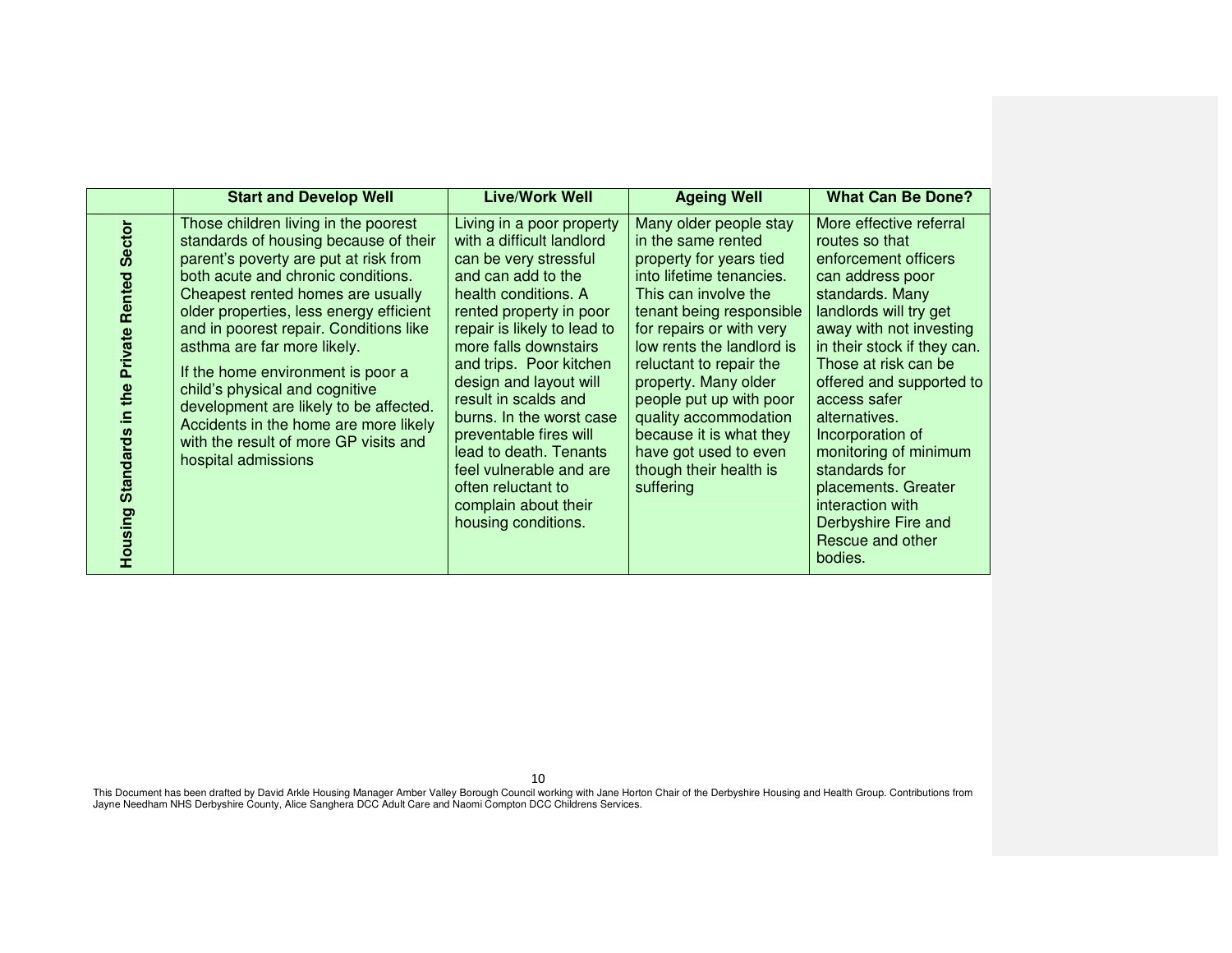| | Start and Develop Well | Live/Work Well | Ageing Well | What Can Be Done? |
|---|---|---|---|---|
| **Housing Standards in the Private Rented Sector** | Those children living in the poorest standards of housing because of their parent's poverty are put at risk from both acute and chronic conditions. Cheapest rented homes are usually older properties, less energy efficient and in poorest repair. Conditions like asthma are far more likely.<br><br>If the home environment is poor a child's physical and cognitive development are likely to be affected. Accidents in the home are more likely with the result of more GP visits and hospital admissions | Living in a poor property with a difficult landlord can be very stressful and can add to the health conditions. A rented property in poor repair is likely to lead to more falls downstairs and trips. Poor kitchen design and layout will result in scalds and burns. In the worst case preventable fires will lead to death. Tenants feel vulnerable and are often reluctant to complain about their housing conditions. | Many older people stay in the same rented property for years tied into lifetime tenancies. This can involve the tenant being responsible for repairs or with very low rents the landlord is reluctant to repair the property. Many older people put up with poor quality accommodation because it is what they have got used to even though their health is suffering | More effective referral routes so that enforcement officers can address poor standards. Many landlords will try get away with not investing in their stock if they can. Those at risk can be offered and supported to access safer alternatives. Incorporation of monitoring of minimum standards for placements. Greater interaction with Derbyshire Fire and Rescue and other bodies. |

This Document has been drafted by David Arkle Housing Manager Amber Valley Borough Council working with Jane Horton Chair of the Derbyshire Housing and Health Group. Contributions from Jayne Needham NHS Derbyshire County, Alice Sanghera DCC Adult Care and Naomi Compton DCC Childrens Services.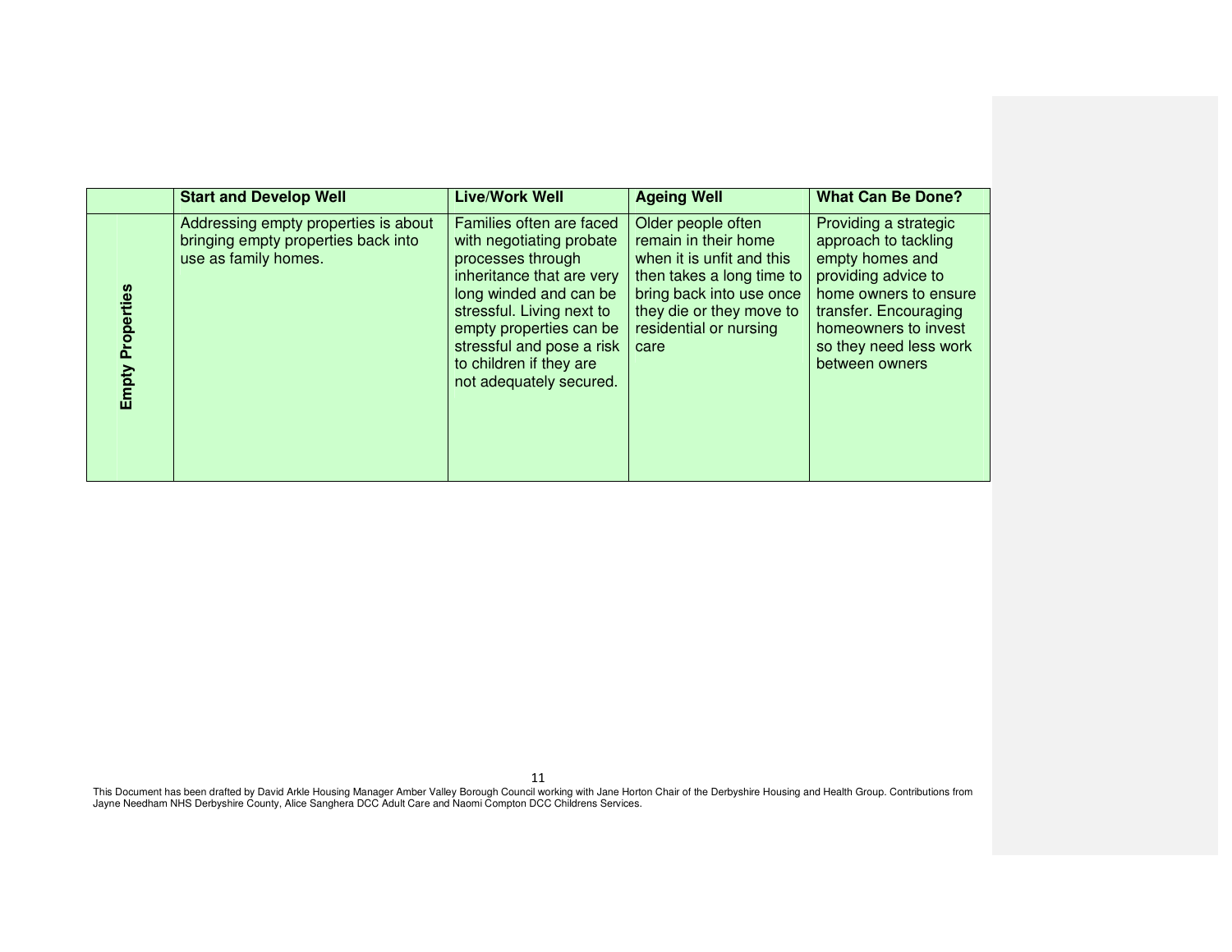| | Start and Develop Well | Live/Work Well | Ageing Well | What Can Be Done? |
|---|---|---|---|---|
| **Empty Properties** | Addressing empty properties is about bringing empty properties back into use as family homes. | Families often are faced with negotiating probate processes through inheritance that are very long winded and can be stressful. Living next to empty properties can be stressful and pose a risk to children if they are not adequately secured. | Older people often remain in their home when it is unfit and this then takes a long time to bring back into use once they die or they move to residential or nursing care | Providing a strategic approach to tackling empty homes and providing advice to home owners to ensure transfer. Encouraging homeowners to invest so they need less work between owners |

This Document has been drafted by David Arkle Housing Manager Amber Valley Borough Council working with Jane Horton Chair of the Derbyshire Housing and Health Group. Contributions from Jayne Needham NHS Derbyshire County, Alice Sanghera DCC Adult Care and Naomi Compton DCC Childrens Services.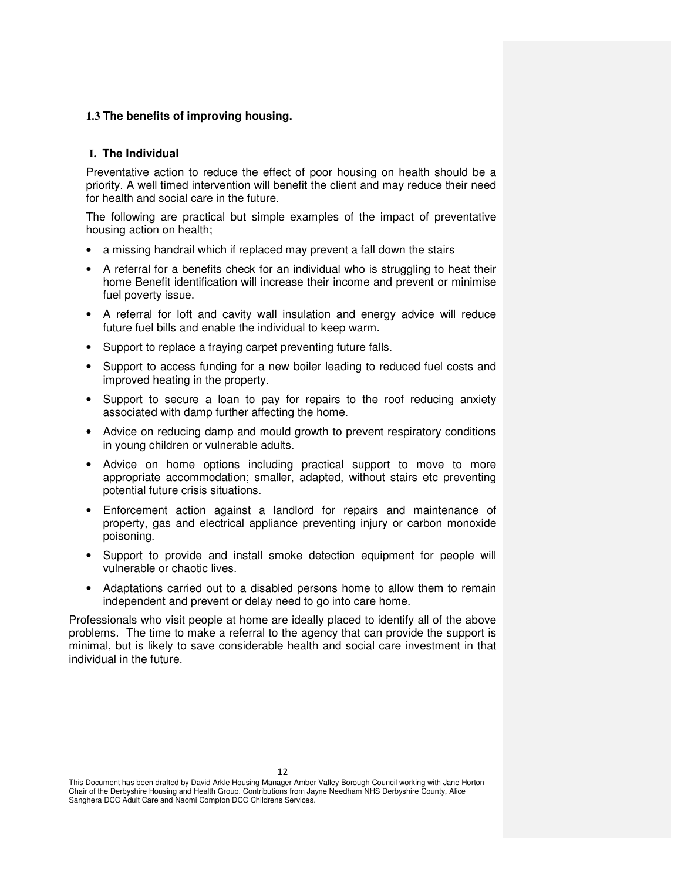### 1.3 The benefits of improving housing.

#### I. The Individual

Preventative action to reduce the effect of poor housing on health should be a priority. A well timed intervention will benefit the client and may reduce their need for health and social care in the future.

The following are practical but simple examples of the impact of preventative housing action on health;

- a missing handrail which if replaced may prevent a fall down the stairs
- A referral for a benefits check for an individual who is struggling to heat their home Benefit identification will increase their income and prevent or minimise fuel poverty issue.
- A referral for loft and cavity wall insulation and energy advice will reduce future fuel bills and enable the individual to keep warm.
- Support to replace a fraying carpet preventing future falls.
- Support to access funding for a new boiler leading to reduced fuel costs and improved heating in the property.
- Support to secure a loan to pay for repairs to the roof reducing anxiety associated with damp further affecting the home.
- Advice on reducing damp and mould growth to prevent respiratory conditions in young children or vulnerable adults.
- Advice on home options including practical support to move to more appropriate accommodation; smaller, adapted, without stairs etc preventing potential future crisis situations.
- Enforcement action against a landlord for repairs and maintenance of property, gas and electrical appliance preventing injury or carbon monoxide poisoning.
- Support to provide and install smoke detection equipment for people will vulnerable or chaotic lives.
- Adaptations carried out to a disabled persons home to allow them to remain independent and prevent or delay need to go into care home.

Professionals who visit people at home are ideally placed to identify all of the above problems. The time to make a referral to the agency that can provide the support is minimal, but is likely to save considerable health and social care investment in that individual in the future.

This Document has been drafted by David Arkle Housing Manager Amber Valley Borough Council working with Jane Horton Chair of the Derbyshire Housing and Health Group. Contributions from Jayne Needham NHS Derbyshire County, Alice Sanghera DCC Adult Care and Naomi Compton DCC Childrens Services.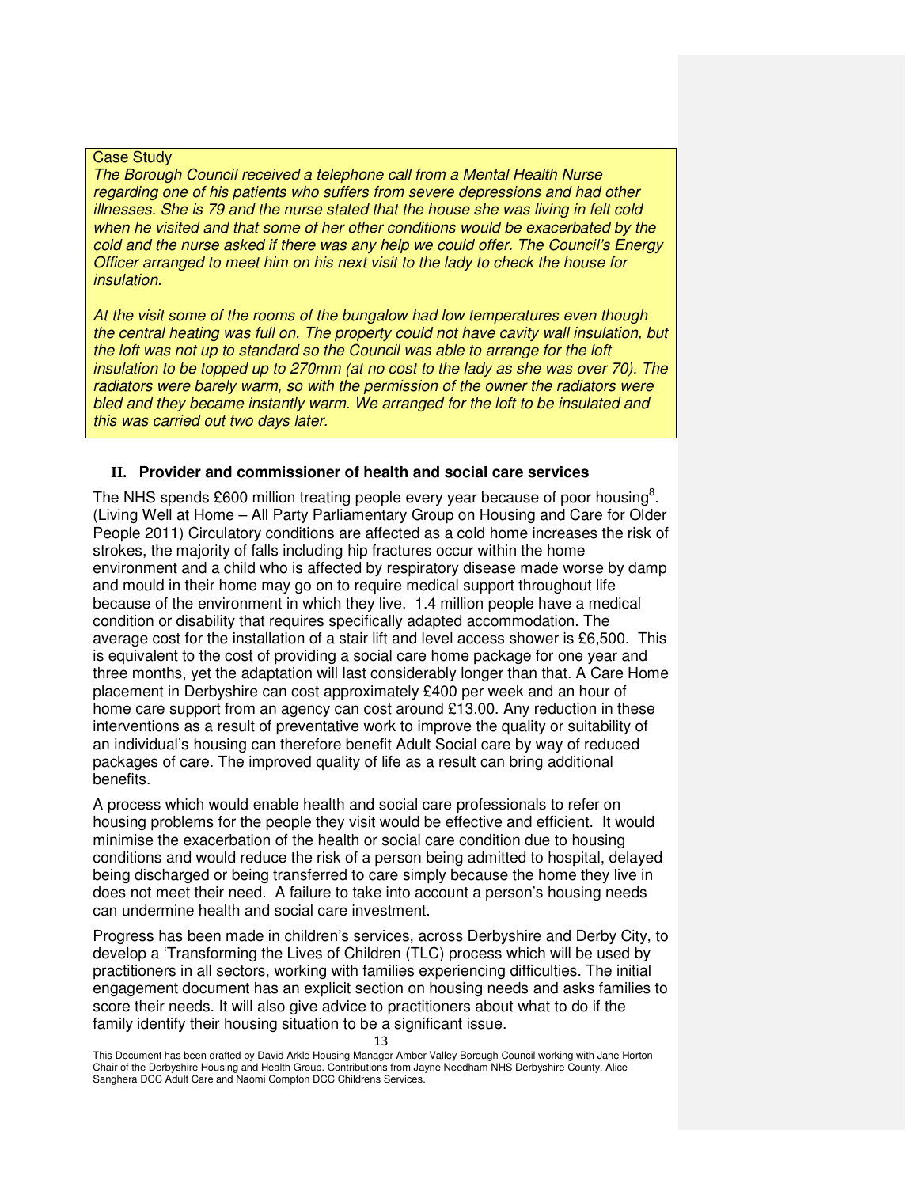Case Study

*The Borough Council received a telephone call from a Mental Health Nurse regarding one of his patients who suffers from severe depressions and had other illnesses. She is 79 and the nurse stated that the house she was living in felt cold when he visited and that some of her other conditions would be exacerbated by the cold and the nurse asked if there was any help we could offer. The Council's Energy Officer arranged to meet him on his next visit to the lady to check the house for insulation.*

*At the visit some of the rooms of the bungalow had low temperatures even though the central heating was full on. The property could not have cavity wall insulation, but the loft was not up to standard so the Council was able to arrange for the loft insulation to be topped up to 270mm (at no cost to the lady as she was over 70). The radiators were barely warm, so with the permission of the owner the radiators were bled and they became instantly warm. We arranged for the loft to be insulated and this was carried out two days later.*

## II. Provider and commissioner of health and social care services

The NHS spends £600 million treating people every year because of poor housing[8]. (Living Well at Home – All Party Parliamentary Group on Housing and Care for Older People 2011) Circulatory conditions are affected as a cold home increases the risk of strokes, the majority of falls including hip fractures occur within the home environment and a child who is affected by respiratory disease made worse by damp and mould in their home may go on to require medical support throughout life because of the environment in which they live. 1.4 million people have a medical condition or disability that requires specifically adapted accommodation. The average cost for the installation of a stair lift and level access shower is £6,500. This is equivalent to the cost of providing a social care home package for one year and three months, yet the adaptation will last considerably longer than that. A Care Home placement in Derbyshire can cost approximately £400 per week and an hour of home care support from an agency can cost around £13.00. Any reduction in these interventions as a result of preventative work to improve the quality or suitability of an individual's housing can therefore benefit Adult Social care by way of reduced packages of care. The improved quality of life as a result can bring additional benefits.

A process which would enable health and social care professionals to refer on housing problems for the people they visit would be effective and efficient. It would minimise the exacerbation of the health or social care condition due to housing conditions and would reduce the risk of a person being admitted to hospital, delayed being discharged or being transferred to care simply because the home they live in does not meet their need. A failure to take into account a person's housing needs can undermine health and social care investment.

Progress has been made in children's services, across Derbyshire and Derby City, to develop a 'Transforming the Lives of Children (TLC) process which will be used by practitioners in all sectors, working with families experiencing difficulties. The initial engagement document has an explicit section on housing needs and asks families to score their needs. It will also give advice to practitioners about what to do if the family identify their housing situation to be a significant issue.

This Document has been drafted by David Arkle Housing Manager Amber Valley Borough Council working with Jane Horton Chair of the Derbyshire Housing and Health Group. Contributions from Jayne Needham NHS Derbyshire County, Alice Sanghera DCC Adult Care and Naomi Compton DCC Childrens Services.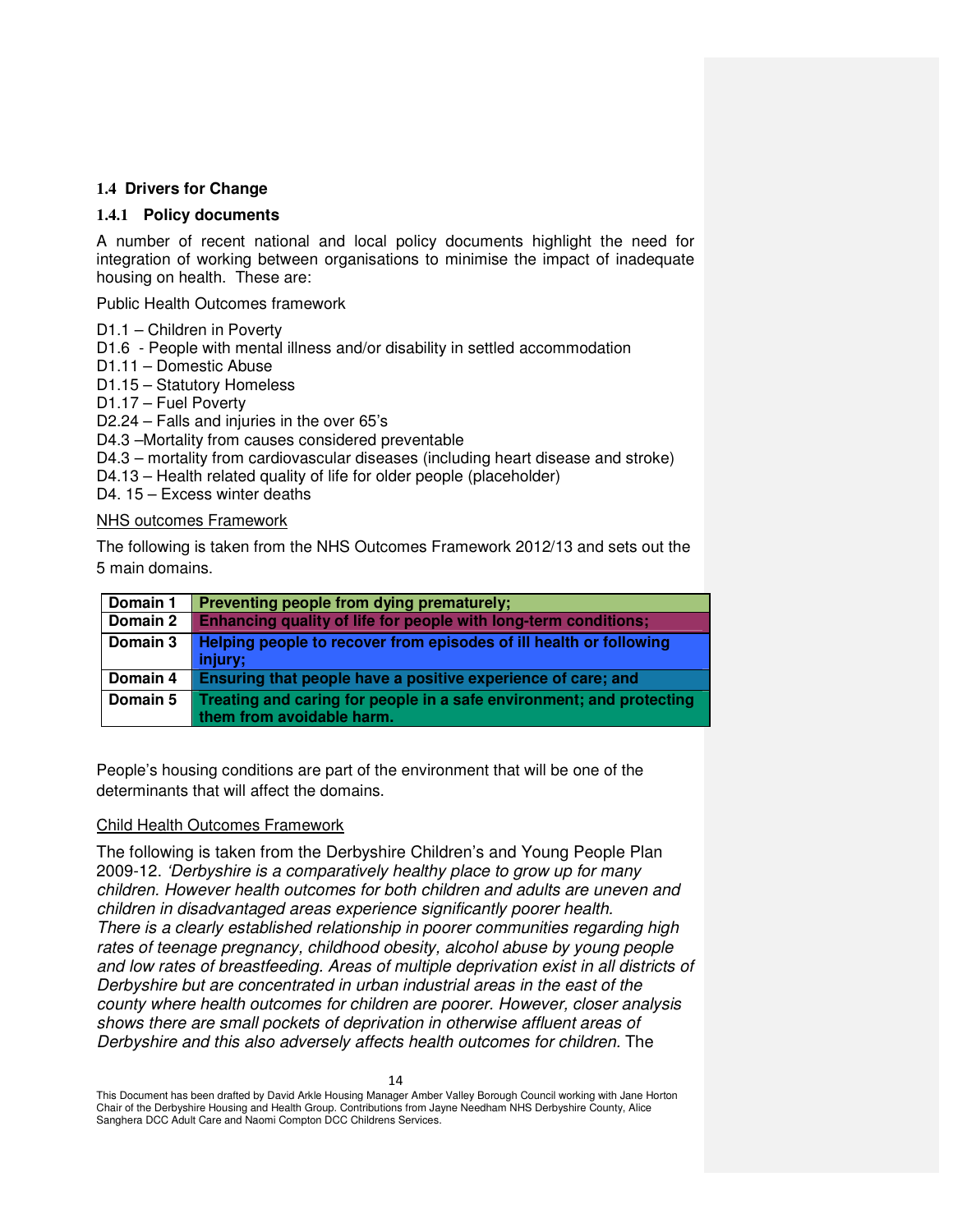### 1.4 Drivers for Change

#### 1.4.1 Policy documents

A number of recent national and local policy documents highlight the need for integration of working between organisations to minimise the impact of inadequate housing on health. These are:

Public Health Outcomes framework

D1.1 – Children in Poverty
D1.6 - People with mental illness and/or disability in settled accommodation
D1.11 – Domestic Abuse
D1.15 – Statutory Homeless
D1.17 – Fuel Poverty
D2.24 – Falls and injuries in the over 65's
D4.3 –Mortality from causes considered preventable
D4.3 – mortality from cardiovascular diseases (including heart disease and stroke)
D4.13 – Health related quality of life for older people (placeholder)
D4. 15 – Excess winter deaths

<u>NHS outcomes Framework</u>

The following is taken from the NHS Outcomes Framework 2012/13 and sets out the 5 main domains.

| | |
|---|---|
| **Domain 1** | **Preventing people from dying prematurely;** |
| **Domain 2** | **Enhancing quality of life for people with long-term conditions;** |
| **Domain 3** | **Helping people to recover from episodes of ill health or following injury;** |
| **Domain 4** | **Ensuring that people have a positive experience of care; and** |
| **Domain 5** | **Treating and caring for people in a safe environment; and protecting them from avoidable harm.** |

People's housing conditions are part of the environment that will be one of the determinants that will affect the domains.

<u>Child Health Outcomes Framework</u>

The following is taken from the Derbyshire Children's and Young People Plan 2009-12. *'Derbyshire is a comparatively healthy place to grow up for many children. However health outcomes for both children and adults are uneven and children in disadvantaged areas experience significantly poorer health. There is a clearly established relationship in poorer communities regarding high rates of teenage pregnancy, childhood obesity, alcohol abuse by young people and low rates of breastfeeding. Areas of multiple deprivation exist in all districts of Derbyshire but are concentrated in urban industrial areas in the east of the county where health outcomes for children are poorer. However, closer analysis shows there are small pockets of deprivation in otherwise affluent areas of Derbyshire and this also adversely affects health outcomes for children.* The

This Document has been drafted by David Arkle Housing Manager Amber Valley Borough Council working with Jane Horton Chair of the Derbyshire Housing and Health Group. Contributions from Jayne Needham NHS Derbyshire County, Alice Sanghera DCC Adult Care and Naomi Compton DCC Childrens Services.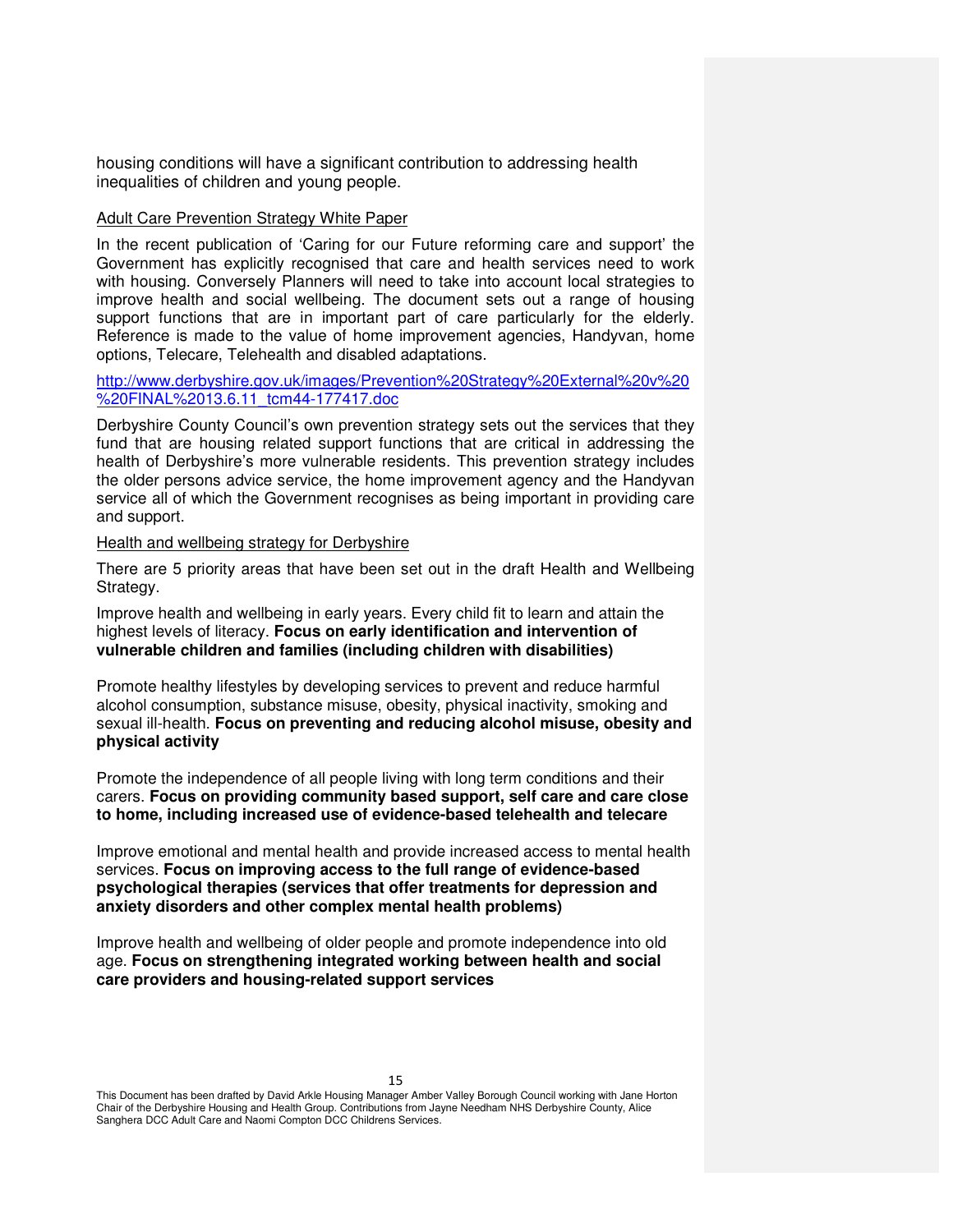housing conditions will have a significant contribution to addressing health inequalities of children and young people.

### Adult Care Prevention Strategy White Paper

In the recent publication of 'Caring for our Future reforming care and support' the Government has explicitly recognised that care and health services need to work with housing. Conversely Planners will need to take into account local strategies to improve health and social wellbeing. The document sets out a range of housing support functions that are in important part of care particularly for the elderly. Reference is made to the value of home improvement agencies, Handyvan, home options, Telecare, Telehealth and disabled adaptations.

http://www.derbyshire.gov.uk/images/Prevention%20Strategy%20External%20v%20%20FINAL%2013.6.11_tcm44-177417.doc

Derbyshire County Council's own prevention strategy sets out the services that they fund that are housing related support functions that are critical in addressing the health of Derbyshire's more vulnerable residents. This prevention strategy includes the older persons advice service, the home improvement agency and the Handyvan service all of which the Government recognises as being important in providing care and support.

### Health and wellbeing strategy for Derbyshire

There are 5 priority areas that have been set out in the draft Health and Wellbeing Strategy.

Improve health and wellbeing in early years. Every child fit to learn and attain the highest levels of literacy. **Focus on early identification and intervention of vulnerable children and families (including children with disabilities)**

Promote healthy lifestyles by developing services to prevent and reduce harmful alcohol consumption, substance misuse, obesity, physical inactivity, smoking and sexual ill-health. **Focus on preventing and reducing alcohol misuse, obesity and physical activity**

Promote the independence of all people living with long term conditions and their carers. **Focus on providing community based support, self care and care close to home, including increased use of evidence-based telehealth and telecare**

Improve emotional and mental health and provide increased access to mental health services. **Focus on improving access to the full range of evidence-based psychological therapies (services that offer treatments for depression and anxiety disorders and other complex mental health problems)**

Improve health and wellbeing of older people and promote independence into old age. **Focus on strengthening integrated working between health and social care providers and housing-related support services**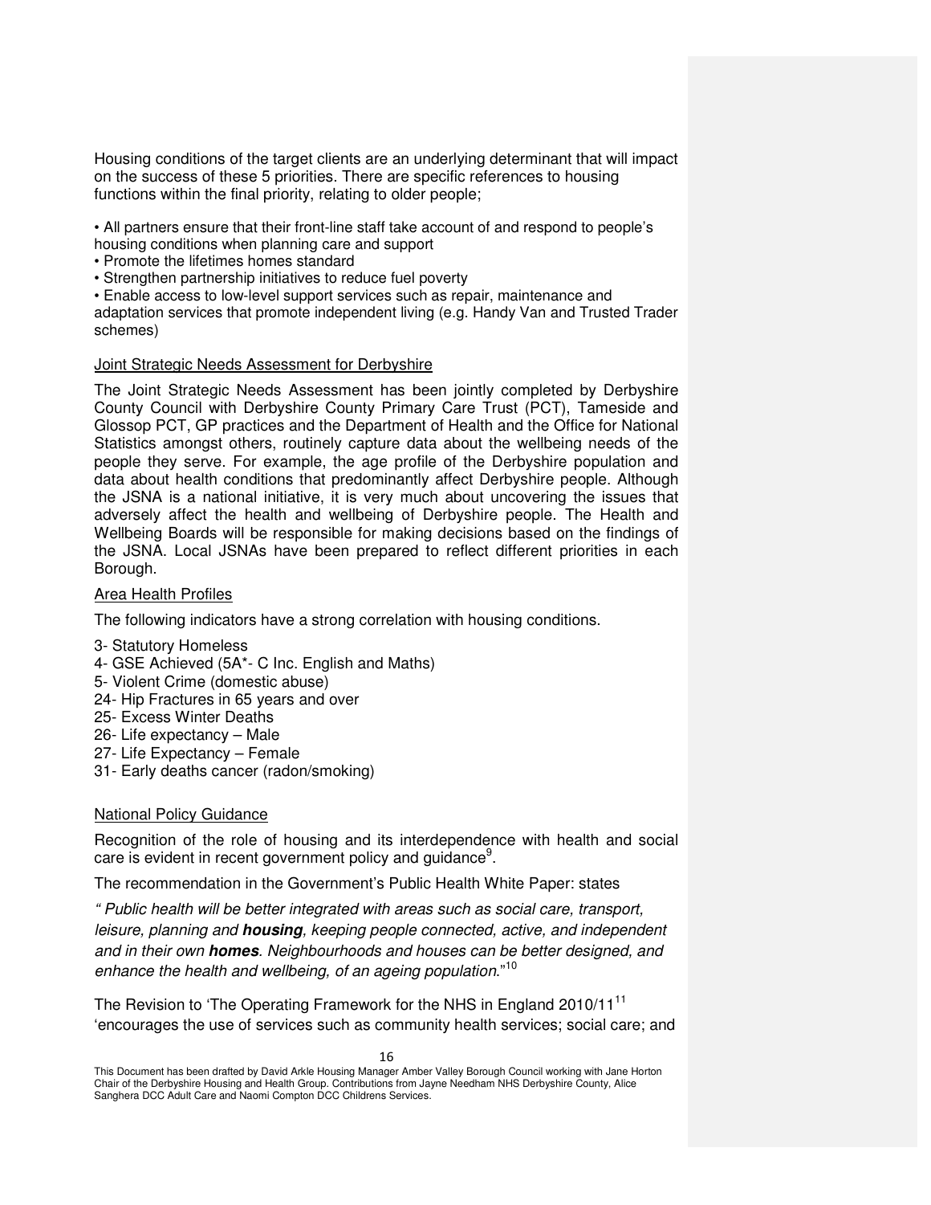Housing conditions of the target clients are an underlying determinant that will impact on the success of these 5 priorities. There are specific references to housing functions within the final priority, relating to older people;

- All partners ensure that their front-line staff take account of and respond to people's housing conditions when planning care and support
- Promote the lifetimes homes standard
- Strengthen partnership initiatives to reduce fuel poverty
- Enable access to low-level support services such as repair, maintenance and adaptation services that promote independent living (e.g. Handy Van and Trusted Trader schemes)

Joint Strategic Needs Assessment for Derbyshire

The Joint Strategic Needs Assessment has been jointly completed by Derbyshire County Council with Derbyshire County Primary Care Trust (PCT), Tameside and Glossop PCT, GP practices and the Department of Health and the Office for National Statistics amongst others, routinely capture data about the wellbeing needs of the people they serve. For example, the age profile of the Derbyshire population and data about health conditions that predominantly affect Derbyshire people. Although the JSNA is a national initiative, it is very much about uncovering the issues that adversely affect the health and wellbeing of Derbyshire people. The Health and Wellbeing Boards will be responsible for making decisions based on the findings of the JSNA. Local JSNAs have been prepared to reflect different priorities in each Borough.

Area Health Profiles

The following indicators have a strong correlation with housing conditions.

3- Statutory Homeless
4- GSE Achieved (5A*- C Inc. English and Maths)
5- Violent Crime (domestic abuse)
24- Hip Fractures in 65 years and over
25- Excess Winter Deaths
26- Life expectancy – Male
27- Life Expectancy – Female
31- Early deaths cancer (radon/smoking)

National Policy Guidance

Recognition of the role of housing and its interdependence with health and social care is evident in recent government policy and guidance[9].

The recommendation in the Government's Public Health White Paper: states

*" Public health will be better integrated with areas such as social care, transport, leisure, planning and* ***housing****, keeping people connected, active, and independent and in their own* ***homes****. Neighbourhoods and houses can be better designed, and enhance the health and wellbeing, of an ageing population*."[10]

The Revision to 'The Operating Framework for the NHS in England 2010/11[11] 'encourages the use of services such as community health services; social care; and

This Document has been drafted by David Arkle Housing Manager Amber Valley Borough Council working with Jane Horton Chair of the Derbyshire Housing and Health Group. Contributions from Jayne Needham NHS Derbyshire County, Alice Sanghera DCC Adult Care and Naomi Compton DCC Childrens Services.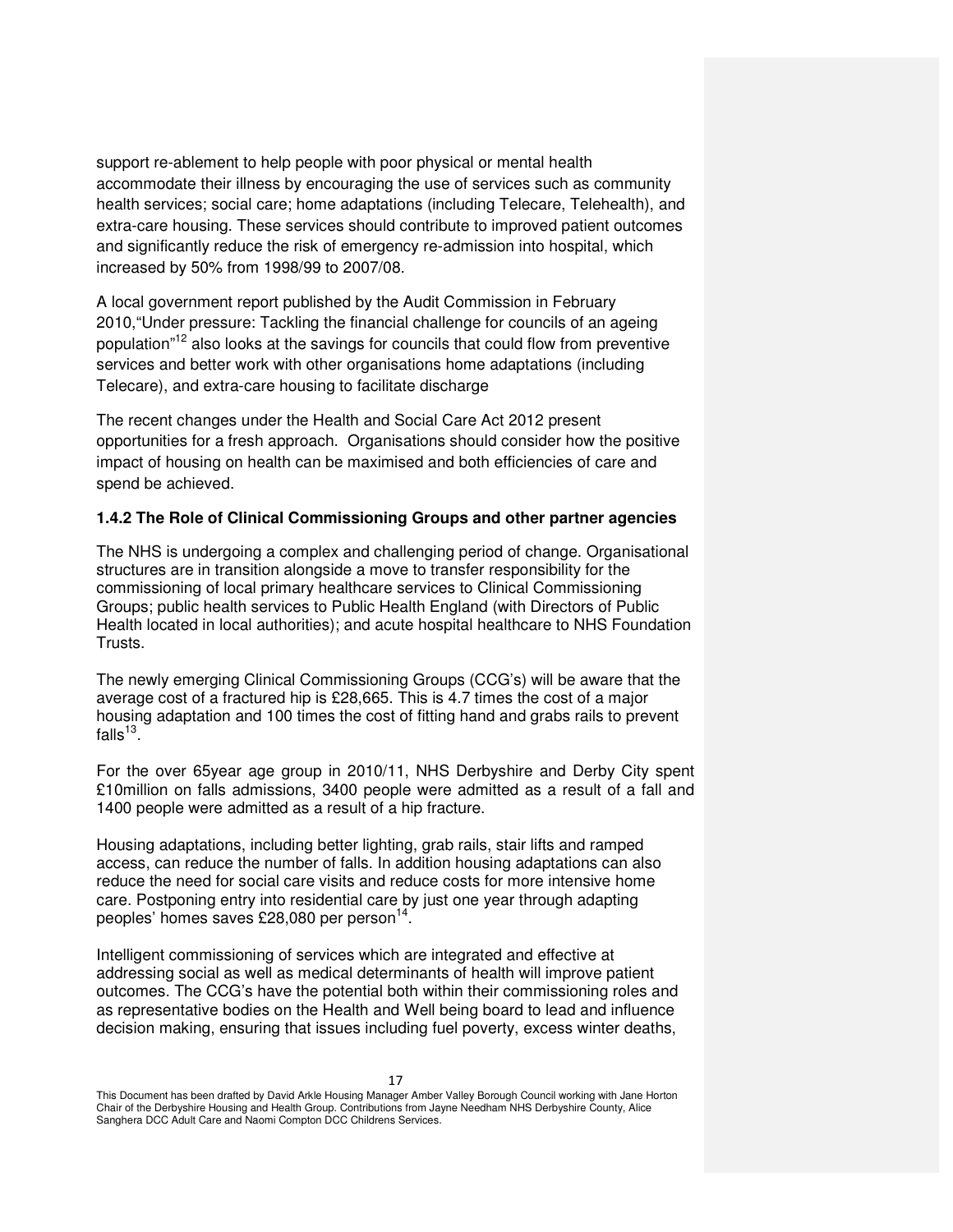support re-ablement to help people with poor physical or mental health accommodate their illness by encouraging the use of services such as community health services; social care; home adaptations (including Telecare, Telehealth), and extra-care housing. These services should contribute to improved patient outcomes and significantly reduce the risk of emergency re-admission into hospital, which increased by 50% from 1998/99 to 2007/08.

A local government report published by the Audit Commission in February 2010,"Under pressure: Tackling the financial challenge for councils of an ageing population"[12] also looks at the savings for councils that could flow from preventive services and better work with other organisations home adaptations (including Telecare), and extra-care housing to facilitate discharge

The recent changes under the Health and Social Care Act 2012 present opportunities for a fresh approach. Organisations should consider how the positive impact of housing on health can be maximised and both efficiencies of care and spend be achieved.

### 1.4.2 The Role of Clinical Commissioning Groups and other partner agencies

The NHS is undergoing a complex and challenging period of change. Organisational structures are in transition alongside a move to transfer responsibility for the commissioning of local primary healthcare services to Clinical Commissioning Groups; public health services to Public Health England (with Directors of Public Health located in local authorities); and acute hospital healthcare to NHS Foundation Trusts.

The newly emerging Clinical Commissioning Groups (CCG's) will be aware that the average cost of a fractured hip is £28,665. This is 4.7 times the cost of a major housing adaptation and 100 times the cost of fitting hand and grabs rails to prevent falls[13].

For the over 65year age group in 2010/11, NHS Derbyshire and Derby City spent £10million on falls admissions, 3400 people were admitted as a result of a fall and 1400 people were admitted as a result of a hip fracture.

Housing adaptations, including better lighting, grab rails, stair lifts and ramped access, can reduce the number of falls. In addition housing adaptations can also reduce the need for social care visits and reduce costs for more intensive home care. Postponing entry into residential care by just one year through adapting peoples' homes saves £28,080 per person[14].

Intelligent commissioning of services which are integrated and effective at addressing social as well as medical determinants of health will improve patient outcomes. The CCG's have the potential both within their commissioning roles and as representative bodies on the Health and Well being board to lead and influence decision making, ensuring that issues including fuel poverty, excess winter deaths,

This Document has been drafted by David Arkle Housing Manager Amber Valley Borough Council working with Jane Horton Chair of the Derbyshire Housing and Health Group. Contributions from Jayne Needham NHS Derbyshire County, Alice Sanghera DCC Adult Care and Naomi Compton DCC Childrens Services.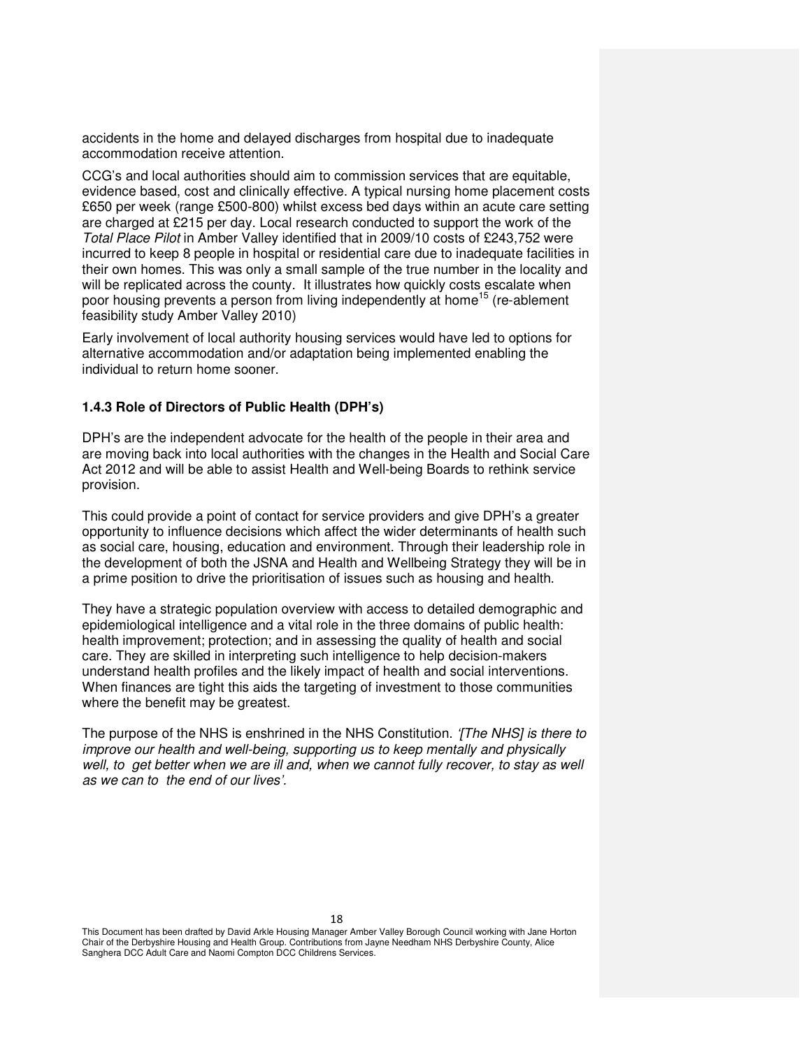accidents in the home and delayed discharges from hospital due to inadequate accommodation receive attention.

CCG's and local authorities should aim to commission services that are equitable, evidence based, cost and clinically effective. A typical nursing home placement costs £650 per week (range £500-800) whilst excess bed days within an acute care setting are charged at £215 per day. Local research conducted to support the work of the *Total Place Pilot* in Amber Valley identified that in 2009/10 costs of £243,752 were incurred to keep 8 people in hospital or residential care due to inadequate facilities in their own homes. This was only a small sample of the true number in the locality and will be replicated across the county. It illustrates how quickly costs escalate when poor housing prevents a person from living independently at home[15] (re-ablement feasibility study Amber Valley 2010)

Early involvement of local authority housing services would have led to options for alternative accommodation and/or adaptation being implemented enabling the individual to return home sooner.

### 1.4.3 Role of Directors of Public Health (DPH's)

DPH's are the independent advocate for the health of the people in their area and are moving back into local authorities with the changes in the Health and Social Care Act 2012 and will be able to assist Health and Well-being Boards to rethink service provision.

This could provide a point of contact for service providers and give DPH's a greater opportunity to influence decisions which affect the wider determinants of health such as social care, housing, education and environment. Through their leadership role in the development of both the JSNA and Health and Wellbeing Strategy they will be in a prime position to drive the prioritisation of issues such as housing and health.

They have a strategic population overview with access to detailed demographic and epidemiological intelligence and a vital role in the three domains of public health: health improvement; protection; and in assessing the quality of health and social care. They are skilled in interpreting such intelligence to help decision-makers understand health profiles and the likely impact of health and social interventions. When finances are tight this aids the targeting of investment to those communities where the benefit may be greatest.

The purpose of the NHS is enshrined in the NHS Constitution. *'[The NHS] is there to improve our health and well-being, supporting us to keep mentally and physically well, to get better when we are ill and, when we cannot fully recover, to stay as well as we can to the end of our lives'.*

This Document has been drafted by David Arkle Housing Manager Amber Valley Borough Council working with Jane Horton Chair of the Derbyshire Housing and Health Group. Contributions from Jayne Needham NHS Derbyshire County, Alice Sanghera DCC Adult Care and Naomi Compton DCC Childrens Services.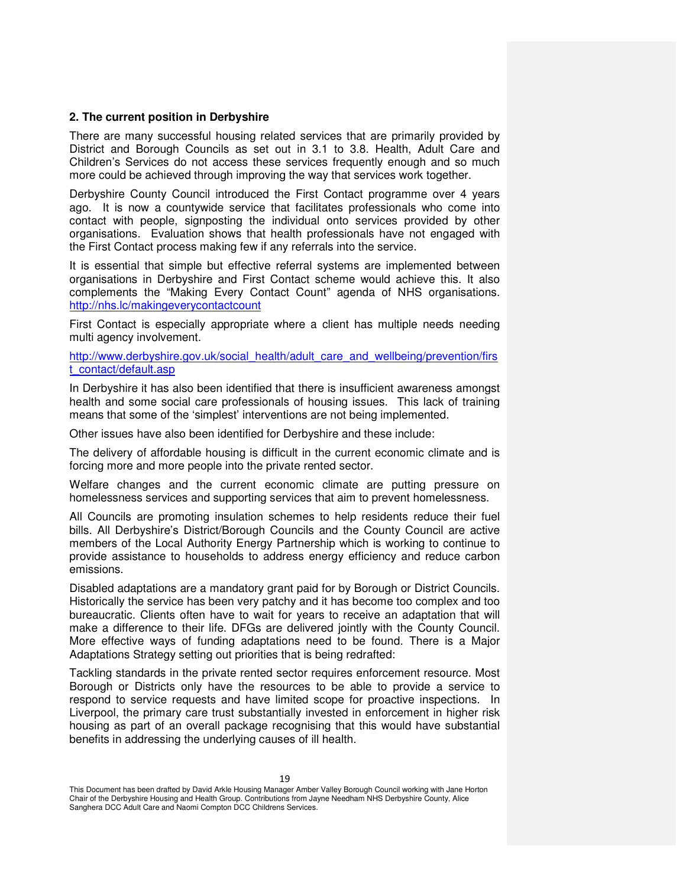## 2. The current position in Derbyshire

There are many successful housing related services that are primarily provided by District and Borough Councils as set out in 3.1 to 3.8. Health, Adult Care and Children's Services do not access these services frequently enough and so much more could be achieved through improving the way that services work together.

Derbyshire County Council introduced the First Contact programme over 4 years ago. It is now a countywide service that facilitates professionals who come into contact with people, signposting the individual onto services provided by other organisations. Evaluation shows that health professionals have not engaged with the First Contact process making few if any referrals into the service.

It is essential that simple but effective referral systems are implemented between organisations in Derbyshire and First Contact scheme would achieve this. It also complements the "Making Every Contact Count" agenda of NHS organisations. http://nhs.lc/makingeverycontactcount

First Contact is especially appropriate where a client has multiple needs needing multi agency involvement.

http://www.derbyshire.gov.uk/social_health/adult_care_and_wellbeing/prevention/first_contact/default.asp

In Derbyshire it has also been identified that there is insufficient awareness amongst health and some social care professionals of housing issues. This lack of training means that some of the 'simplest' interventions are not being implemented.

Other issues have also been identified for Derbyshire and these include:

The delivery of affordable housing is difficult in the current economic climate and is forcing more and more people into the private rented sector.

Welfare changes and the current economic climate are putting pressure on homelessness services and supporting services that aim to prevent homelessness.

All Councils are promoting insulation schemes to help residents reduce their fuel bills. All Derbyshire's District/Borough Councils and the County Council are active members of the Local Authority Energy Partnership which is working to continue to provide assistance to households to address energy efficiency and reduce carbon emissions.

Disabled adaptations are a mandatory grant paid for by Borough or District Councils. Historically the service has been very patchy and it has become too complex and too bureaucratic. Clients often have to wait for years to receive an adaptation that will make a difference to their life. DFGs are delivered jointly with the County Council. More effective ways of funding adaptations need to be found. There is a Major Adaptations Strategy setting out priorities that is being redrafted:

Tackling standards in the private rented sector requires enforcement resource. Most Borough or Districts only have the resources to be able to provide a service to respond to service requests and have limited scope for proactive inspections. In Liverpool, the primary care trust substantially invested in enforcement in higher risk housing as part of an overall package recognising that this would have substantial benefits in addressing the underlying causes of ill health.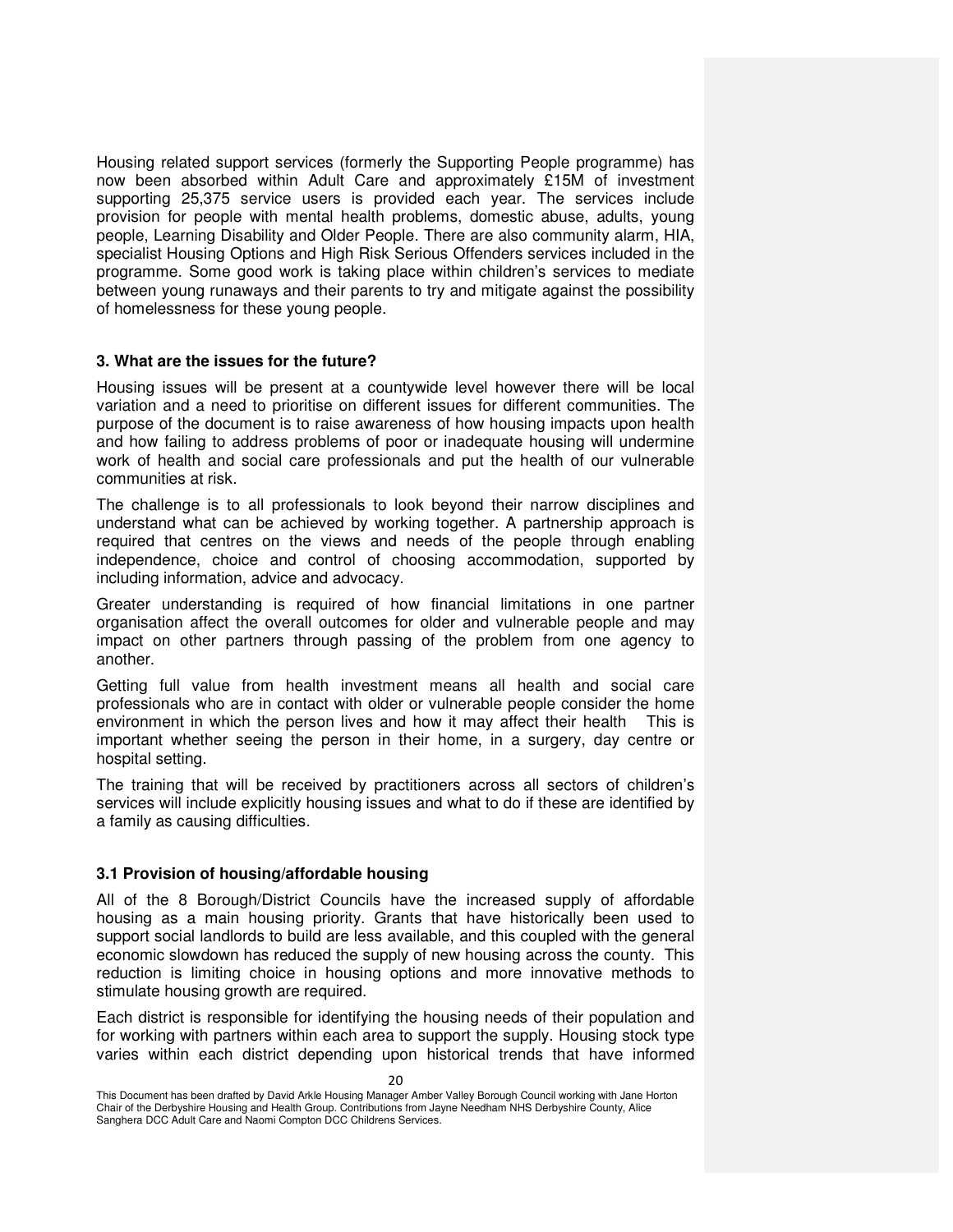Housing related support services (formerly the Supporting People programme) has now been absorbed within Adult Care and approximately £15M of investment supporting 25,375 service users is provided each year. The services include provision for people with mental health problems, domestic abuse, adults, young people, Learning Disability and Older People. There are also community alarm, HIA, specialist Housing Options and High Risk Serious Offenders services included in the programme. Some good work is taking place within children's services to mediate between young runaways and their parents to try and mitigate against the possibility of homelessness for these young people.

### 3. What are the issues for the future?

Housing issues will be present at a countywide level however there will be local variation and a need to prioritise on different issues for different communities. The purpose of the document is to raise awareness of how housing impacts upon health and how failing to address problems of poor or inadequate housing will undermine work of health and social care professionals and put the health of our vulnerable communities at risk.

The challenge is to all professionals to look beyond their narrow disciplines and understand what can be achieved by working together. A partnership approach is required that centres on the views and needs of the people through enabling independence, choice and control of choosing accommodation, supported by including information, advice and advocacy.

Greater understanding is required of how financial limitations in one partner organisation affect the overall outcomes for older and vulnerable people and may impact on other partners through passing of the problem from one agency to another.

Getting full value from health investment means all health and social care professionals who are in contact with older or vulnerable people consider the home environment in which the person lives and how it may affect their health This is important whether seeing the person in their home, in a surgery, day centre or hospital setting.

The training that will be received by practitioners across all sectors of children's services will include explicitly housing issues and what to do if these are identified by a family as causing difficulties.

### 3.1 Provision of housing/affordable housing

All of the 8 Borough/District Councils have the increased supply of affordable housing as a main housing priority. Grants that have historically been used to support social landlords to build are less available, and this coupled with the general economic slowdown has reduced the supply of new housing across the county. This reduction is limiting choice in housing options and more innovative methods to stimulate housing growth are required.

Each district is responsible for identifying the housing needs of their population and for working with partners within each area to support the supply. Housing stock type varies within each district depending upon historical trends that have informed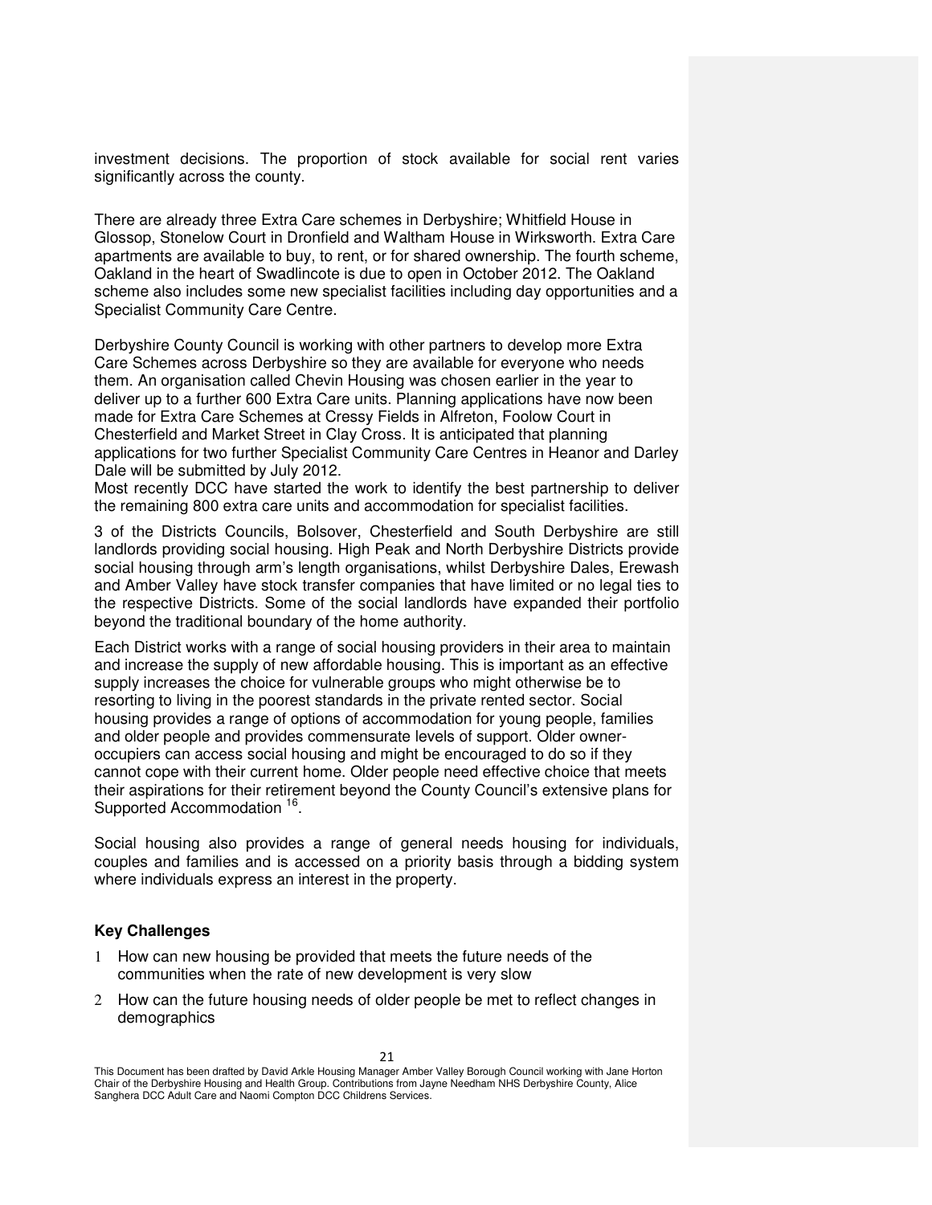investment decisions. The proportion of stock available for social rent varies significantly across the county.

There are already three Extra Care schemes in Derbyshire; Whitfield House in Glossop, Stonelow Court in Dronfield and Waltham House in Wirksworth. Extra Care apartments are available to buy, to rent, or for shared ownership. The fourth scheme, Oakland in the heart of Swadlincote is due to open in October 2012. The Oakland scheme also includes some new specialist facilities including day opportunities and a Specialist Community Care Centre.

Derbyshire County Council is working with other partners to develop more Extra Care Schemes across Derbyshire so they are available for everyone who needs them. An organisation called Chevin Housing was chosen earlier in the year to deliver up to a further 600 Extra Care units. Planning applications have now been made for Extra Care Schemes at Cressy Fields in Alfreton, Foolow Court in Chesterfield and Market Street in Clay Cross. It is anticipated that planning applications for two further Specialist Community Care Centres in Heanor and Darley Dale will be submitted by July 2012.
Most recently DCC have started the work to identify the best partnership to deliver the remaining 800 extra care units and accommodation for specialist facilities.

3 of the Districts Councils, Bolsover, Chesterfield and South Derbyshire are still landlords providing social housing. High Peak and North Derbyshire Districts provide social housing through arm's length organisations, whilst Derbyshire Dales, Erewash and Amber Valley have stock transfer companies that have limited or no legal ties to the respective Districts. Some of the social landlords have expanded their portfolio beyond the traditional boundary of the home authority.

Each District works with a range of social housing providers in their area to maintain and increase the supply of new affordable housing. This is important as an effective supply increases the choice for vulnerable groups who might otherwise be to resorting to living in the poorest standards in the private rented sector. Social housing provides a range of options of accommodation for young people, families and older people and provides commensurate levels of support. Older owner-occupiers can access social housing and might be encouraged to do so if they cannot cope with their current home. Older people need effective choice that meets their aspirations for their retirement beyond the County Council's extensive plans for Supported Accommodation [16].

Social housing also provides a range of general needs housing for individuals, couples and families and is accessed on a priority basis through a bidding system where individuals express an interest in the property.

**Key Challenges**

1 How can new housing be provided that meets the future needs of the communities when the rate of new development is very slow

2 How can the future housing needs of older people be met to reflect changes in demographics

This Document has been drafted by David Arkle Housing Manager Amber Valley Borough Council working with Jane Horton Chair of the Derbyshire Housing and Health Group. Contributions from Jayne Needham NHS Derbyshire County, Alice Sanghera DCC Adult Care and Naomi Compton DCC Childrens Services.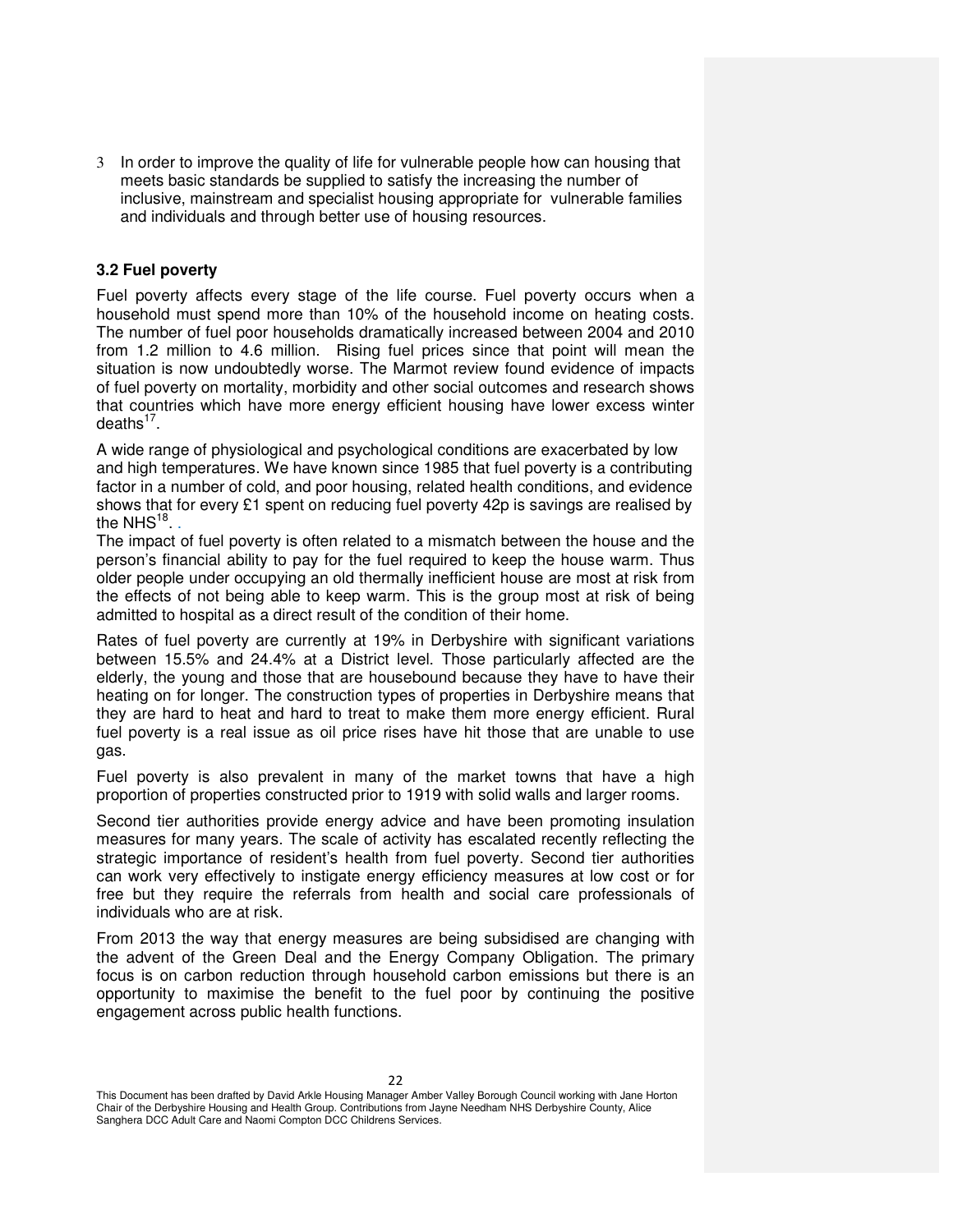3 In order to improve the quality of life for vulnerable people how can housing that meets basic standards be supplied to satisfy the increasing the number of inclusive, mainstream and specialist housing appropriate for vulnerable families and individuals and through better use of housing resources.

### 3.2 Fuel poverty

Fuel poverty affects every stage of the life course. Fuel poverty occurs when a household must spend more than 10% of the household income on heating costs. The number of fuel poor households dramatically increased between 2004 and 2010 from 1.2 million to 4.6 million. Rising fuel prices since that point will mean the situation is now undoubtedly worse. The Marmot review found evidence of impacts of fuel poverty on mortality, morbidity and other social outcomes and research shows that countries which have more energy efficient housing have lower excess winter deaths[17].

A wide range of physiological and psychological conditions are exacerbated by low and high temperatures. We have known since 1985 that fuel poverty is a contributing factor in a number of cold, and poor housing, related health conditions, and evidence shows that for every £1 spent on reducing fuel poverty 42p is savings are realised by the NHS[18]. .

The impact of fuel poverty is often related to a mismatch between the house and the person's financial ability to pay for the fuel required to keep the house warm. Thus older people under occupying an old thermally inefficient house are most at risk from the effects of not being able to keep warm. This is the group most at risk of being admitted to hospital as a direct result of the condition of their home.

Rates of fuel poverty are currently at 19% in Derbyshire with significant variations between 15.5% and 24.4% at a District level. Those particularly affected are the elderly, the young and those that are housebound because they have to have their heating on for longer. The construction types of properties in Derbyshire means that they are hard to heat and hard to treat to make them more energy efficient. Rural fuel poverty is a real issue as oil price rises have hit those that are unable to use gas.

Fuel poverty is also prevalent in many of the market towns that have a high proportion of properties constructed prior to 1919 with solid walls and larger rooms.

Second tier authorities provide energy advice and have been promoting insulation measures for many years. The scale of activity has escalated recently reflecting the strategic importance of resident's health from fuel poverty. Second tier authorities can work very effectively to instigate energy efficiency measures at low cost or for free but they require the referrals from health and social care professionals of individuals who are at risk.

From 2013 the way that energy measures are being subsidised are changing with the advent of the Green Deal and the Energy Company Obligation. The primary focus is on carbon reduction through household carbon emissions but there is an opportunity to maximise the benefit to the fuel poor by continuing the positive engagement across public health functions.

This Document has been drafted by David Arkle Housing Manager Amber Valley Borough Council working with Jane Horton Chair of the Derbyshire Housing and Health Group. Contributions from Jayne Needham NHS Derbyshire County, Alice Sanghera DCC Adult Care and Naomi Compton DCC Childrens Services.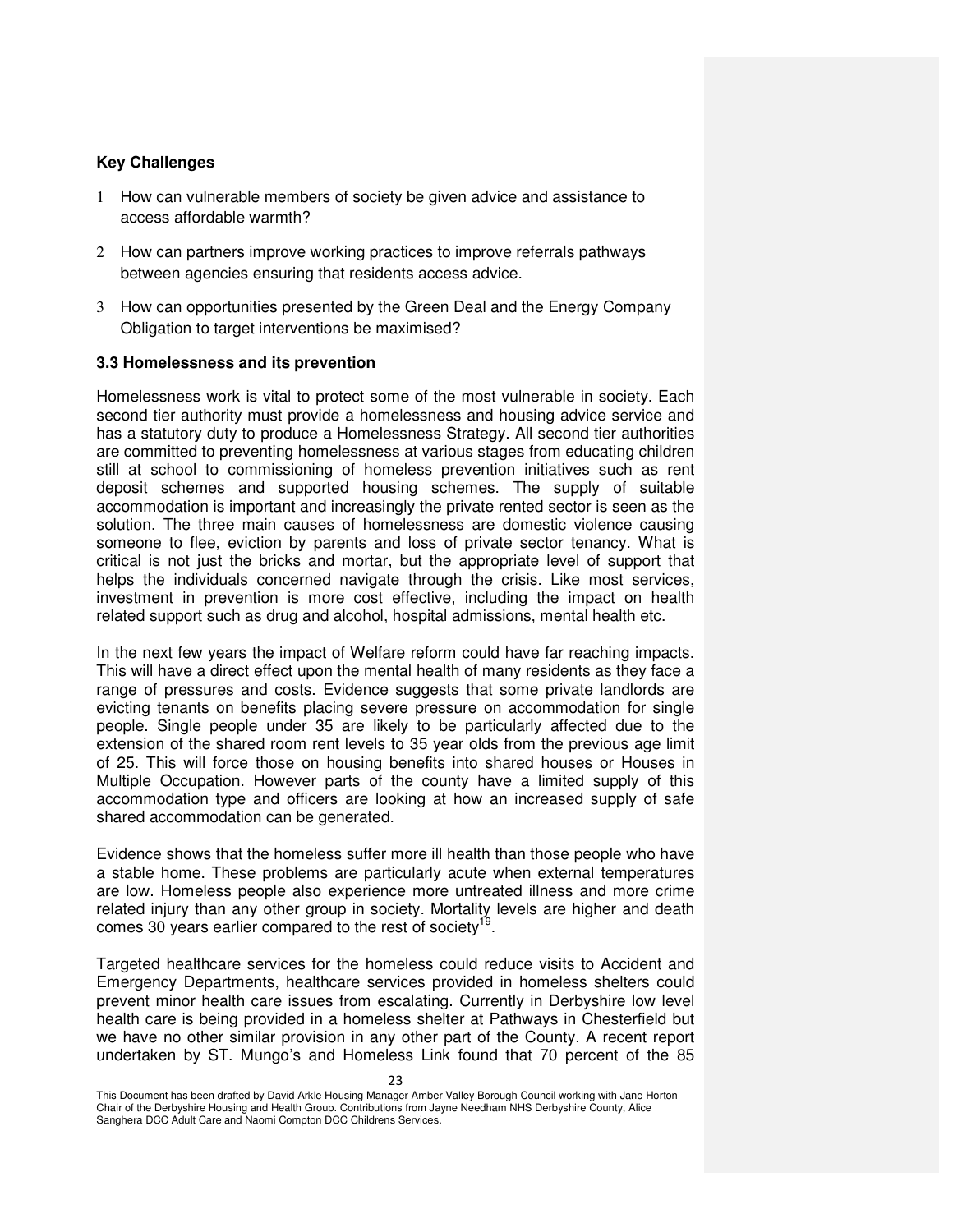**Key Challenges**

1. How can vulnerable members of society be given advice and assistance to access affordable warmth?
2. How can partners improve working practices to improve referrals pathways between agencies ensuring that residents access advice.
3. How can opportunities presented by the Green Deal and the Energy Company Obligation to target interventions be maximised?

### 3.3 Homelessness and its prevention

Homelessness work is vital to protect some of the most vulnerable in society. Each second tier authority must provide a homelessness and housing advice service and has a statutory duty to produce a Homelessness Strategy. All second tier authorities are committed to preventing homelessness at various stages from educating children still at school to commissioning of homeless prevention initiatives such as rent deposit schemes and supported housing schemes. The supply of suitable accommodation is important and increasingly the private rented sector is seen as the solution. The three main causes of homelessness are domestic violence causing someone to flee, eviction by parents and loss of private sector tenancy. What is critical is not just the bricks and mortar, but the appropriate level of support that helps the individuals concerned navigate through the crisis. Like most services, investment in prevention is more cost effective, including the impact on health related support such as drug and alcohol, hospital admissions, mental health etc.

In the next few years the impact of Welfare reform could have far reaching impacts. This will have a direct effect upon the mental health of many residents as they face a range of pressures and costs. Evidence suggests that some private landlords are evicting tenants on benefits placing severe pressure on accommodation for single people. Single people under 35 are likely to be particularly affected due to the extension of the shared room rent levels to 35 year olds from the previous age limit of 25. This will force those on housing benefits into shared houses or Houses in Multiple Occupation. However parts of the county have a limited supply of this accommodation type and officers are looking at how an increased supply of safe shared accommodation can be generated.

Evidence shows that the homeless suffer more ill health than those people who have a stable home. These problems are particularly acute when external temperatures are low. Homeless people also experience more untreated illness and more crime related injury than any other group in society. Mortality levels are higher and death comes 30 years earlier compared to the rest of society[19].

Targeted healthcare services for the homeless could reduce visits to Accident and Emergency Departments, healthcare services provided in homeless shelters could prevent minor health care issues from escalating. Currently in Derbyshire low level health care is being provided in a homeless shelter at Pathways in Chesterfield but we have no other similar provision in any other part of the County. A recent report undertaken by ST. Mungo's and Homeless Link found that 70 percent of the 85

This Document has been drafted by David Arkle Housing Manager Amber Valley Borough Council working with Jane Horton Chair of the Derbyshire Housing and Health Group. Contributions from Jayne Needham NHS Derbyshire County, Alice Sanghera DCC Adult Care and Naomi Compton DCC Childrens Services.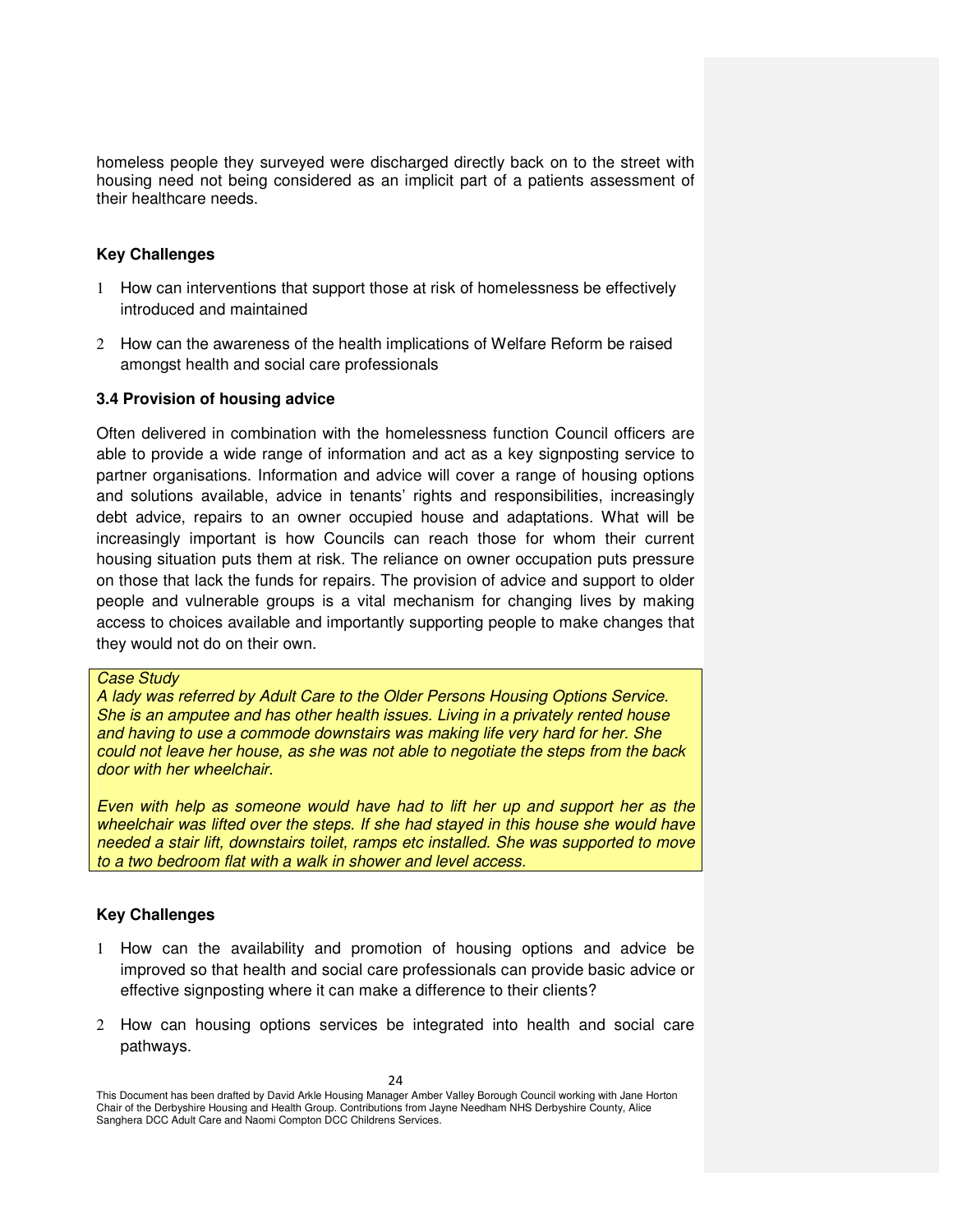homeless people they surveyed were discharged directly back on to the street with housing need not being considered as an implicit part of a patients assessment of their healthcare needs.

**Key Challenges**

1. How can interventions that support those at risk of homelessness be effectively introduced and maintained
2. How can the awareness of the health implications of Welfare Reform be raised amongst health and social care professionals

### 3.4 Provision of housing advice

Often delivered in combination with the homelessness function Council officers are able to provide a wide range of information and act as a key signposting service to partner organisations. Information and advice will cover a range of housing options and solutions available, advice in tenants' rights and responsibilities, increasingly debt advice, repairs to an owner occupied house and adaptations. What will be increasingly important is how Councils can reach those for whom their current housing situation puts them at risk. The reliance on owner occupation puts pressure on those that lack the funds for repairs. The provision of advice and support to older people and vulnerable groups is a vital mechanism for changing lives by making access to choices available and importantly supporting people to make changes that they would not do on their own.

*Case Study*
*A lady was referred by Adult Care to the Older Persons Housing Options Service. She is an amputee and has other health issues. Living in a privately rented house and having to use a commode downstairs was making life very hard for her. She could not leave her house, as she was not able to negotiate the steps from the back door with her wheelchair.*

*Even with help as someone would have had to lift her up and support her as the wheelchair was lifted over the steps. If she had stayed in this house she would have needed a stair lift, downstairs toilet, ramps etc installed. She was supported to move to a two bedroom flat with a walk in shower and level access.*

**Key Challenges**

1. How can the availability and promotion of housing options and advice be improved so that health and social care professionals can provide basic advice or effective signposting where it can make a difference to their clients?
2. How can housing options services be integrated into health and social care pathways.

This Document has been drafted by David Arkle Housing Manager Amber Valley Borough Council working with Jane Horton Chair of the Derbyshire Housing and Health Group. Contributions from Jayne Needham NHS Derbyshire County, Alice Sanghera DCC Adult Care and Naomi Compton DCC Childrens Services.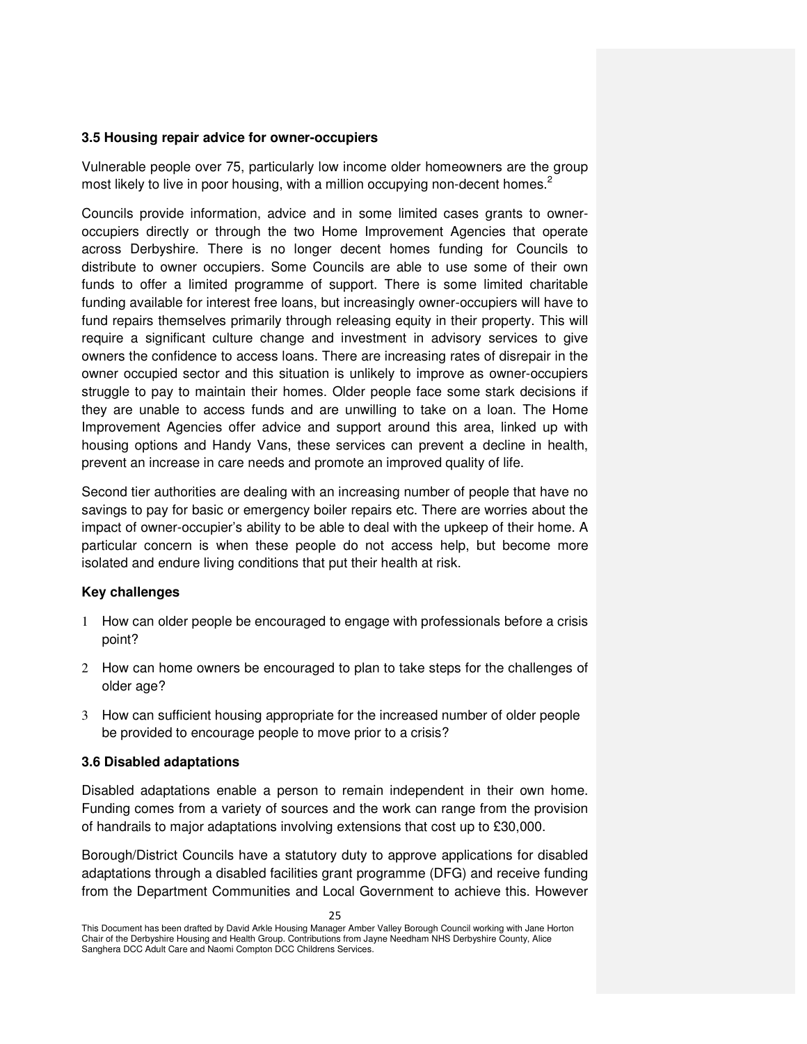### 3.5 Housing repair advice for owner-occupiers

Vulnerable people over 75, particularly low income older homeowners are the group most likely to live in poor housing, with a million occupying non-decent homes.[2]

Councils provide information, advice and in some limited cases grants to owner-occupiers directly or through the two Home Improvement Agencies that operate across Derbyshire. There is no longer decent homes funding for Councils to distribute to owner occupiers. Some Councils are able to use some of their own funds to offer a limited programme of support. There is some limited charitable funding available for interest free loans, but increasingly owner-occupiers will have to fund repairs themselves primarily through releasing equity in their property. This will require a significant culture change and investment in advisory services to give owners the confidence to access loans. There are increasing rates of disrepair in the owner occupied sector and this situation is unlikely to improve as owner-occupiers struggle to pay to maintain their homes. Older people face some stark decisions if they are unable to access funds and are unwilling to take on a loan. The Home Improvement Agencies offer advice and support around this area, linked up with housing options and Handy Vans, these services can prevent a decline in health, prevent an increase in care needs and promote an improved quality of life.

Second tier authorities are dealing with an increasing number of people that have no savings to pay for basic or emergency boiler repairs etc. There are worries about the impact of owner-occupier's ability to be able to deal with the upkeep of their home. A particular concern is when these people do not access help, but become more isolated and endure living conditions that put their health at risk.

**Key challenges**

1. How can older people be encouraged to engage with professionals before a crisis point?
2. How can home owners be encouraged to plan to take steps for the challenges of older age?
3. How can sufficient housing appropriate for the increased number of older people be provided to encourage people to move prior to a crisis?

### 3.6 Disabled adaptations

Disabled adaptations enable a person to remain independent in their own home. Funding comes from a variety of sources and the work can range from the provision of handrails to major adaptations involving extensions that cost up to £30,000.

Borough/District Councils have a statutory duty to approve applications for disabled adaptations through a disabled facilities grant programme (DFG) and receive funding from the Department Communities and Local Government to achieve this. However

This Document has been drafted by David Arkle Housing Manager Amber Valley Borough Council working with Jane Horton Chair of the Derbyshire Housing and Health Group. Contributions from Jayne Needham NHS Derbyshire County, Alice Sanghera DCC Adult Care and Naomi Compton DCC Childrens Services.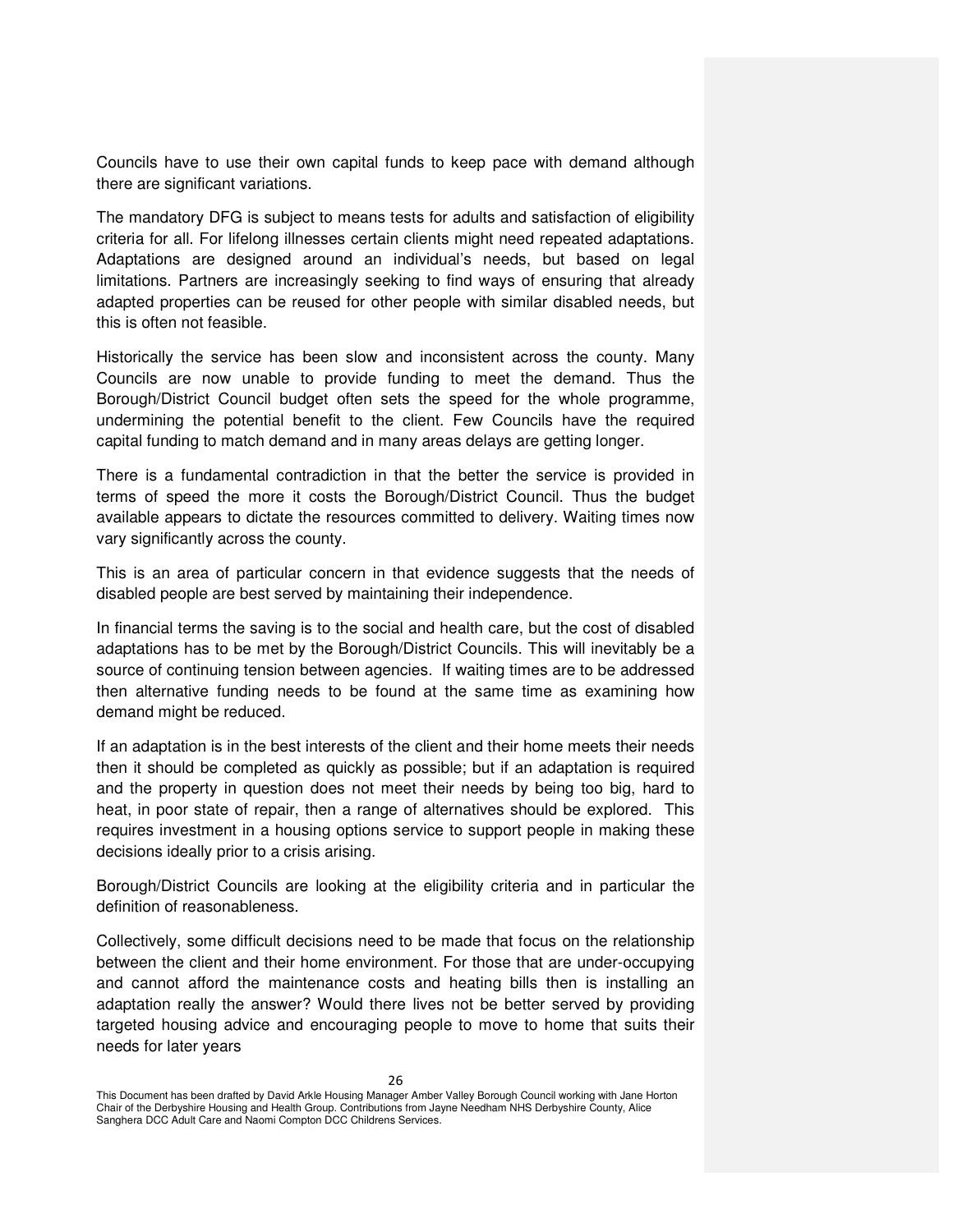Councils have to use their own capital funds to keep pace with demand although there are significant variations.

The mandatory DFG is subject to means tests for adults and satisfaction of eligibility criteria for all. For lifelong illnesses certain clients might need repeated adaptations. Adaptations are designed around an individual's needs, but based on legal limitations. Partners are increasingly seeking to find ways of ensuring that already adapted properties can be reused for other people with similar disabled needs, but this is often not feasible.

Historically the service has been slow and inconsistent across the county. Many Councils are now unable to provide funding to meet the demand. Thus the Borough/District Council budget often sets the speed for the whole programme, undermining the potential benefit to the client. Few Councils have the required capital funding to match demand and in many areas delays are getting longer.

There is a fundamental contradiction in that the better the service is provided in terms of speed the more it costs the Borough/District Council. Thus the budget available appears to dictate the resources committed to delivery. Waiting times now vary significantly across the county.

This is an area of particular concern in that evidence suggests that the needs of disabled people are best served by maintaining their independence.

In financial terms the saving is to the social and health care, but the cost of disabled adaptations has to be met by the Borough/District Councils. This will inevitably be a source of continuing tension between agencies. If waiting times are to be addressed then alternative funding needs to be found at the same time as examining how demand might be reduced.

If an adaptation is in the best interests of the client and their home meets their needs then it should be completed as quickly as possible; but if an adaptation is required and the property in question does not meet their needs by being too big, hard to heat, in poor state of repair, then a range of alternatives should be explored. This requires investment in a housing options service to support people in making these decisions ideally prior to a crisis arising.

Borough/District Councils are looking at the eligibility criteria and in particular the definition of reasonableness.

Collectively, some difficult decisions need to be made that focus on the relationship between the client and their home environment. For those that are under-occupying and cannot afford the maintenance costs and heating bills then is installing an adaptation really the answer? Would there lives not be better served by providing targeted housing advice and encouraging people to move to home that suits their needs for later years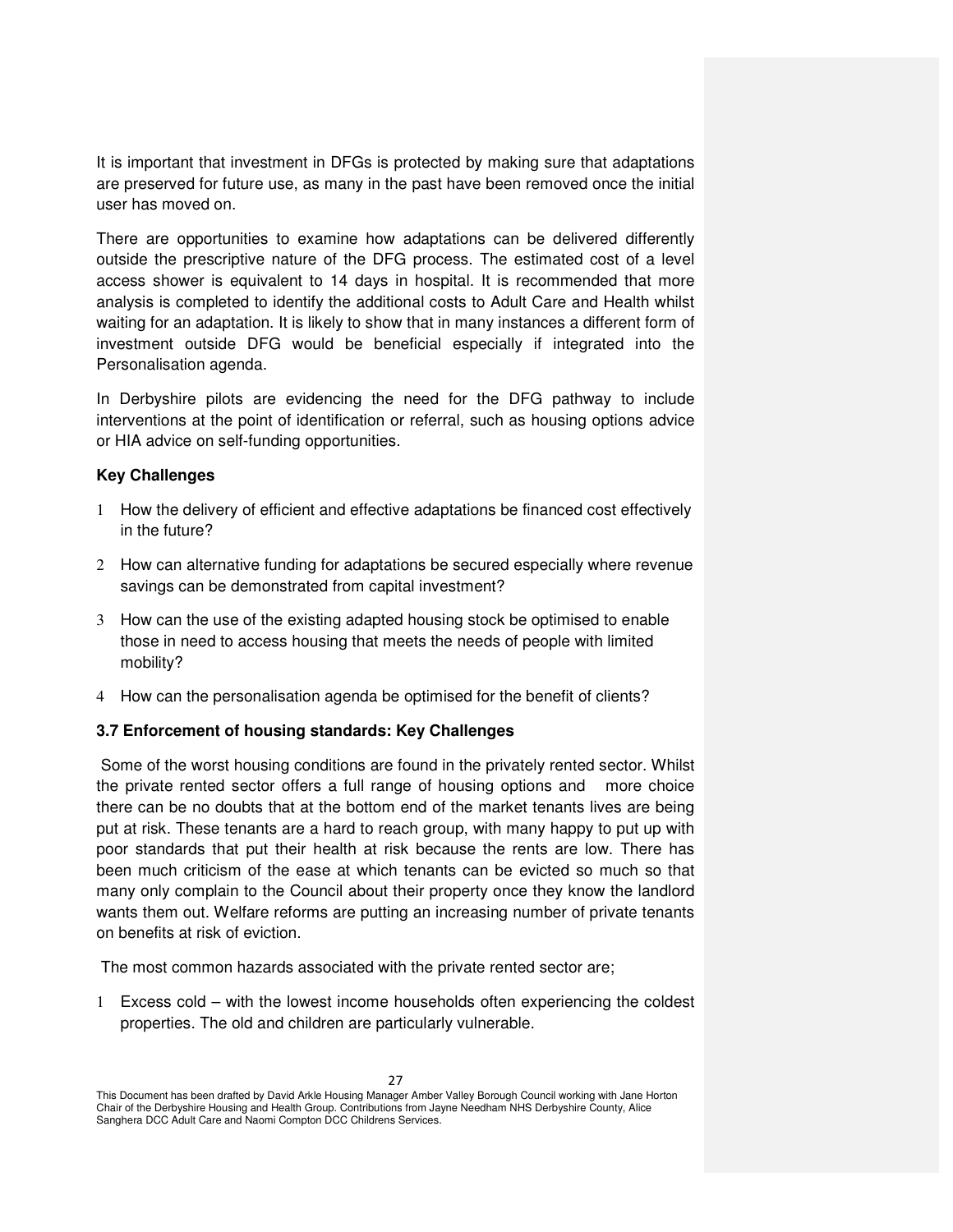It is important that investment in DFGs is protected by making sure that adaptations are preserved for future use, as many in the past have been removed once the initial user has moved on.

There are opportunities to examine how adaptations can be delivered differently outside the prescriptive nature of the DFG process. The estimated cost of a level access shower is equivalent to 14 days in hospital. It is recommended that more analysis is completed to identify the additional costs to Adult Care and Health whilst waiting for an adaptation. It is likely to show that in many instances a different form of investment outside DFG would be beneficial especially if integrated into the Personalisation agenda.

In Derbyshire pilots are evidencing the need for the DFG pathway to include interventions at the point of identification or referral, such as housing options advice or HIA advice on self-funding opportunities.

**Key Challenges**

1. How the delivery of efficient and effective adaptations be financed cost effectively in the future?
2. How can alternative funding for adaptations be secured especially where revenue savings can be demonstrated from capital investment?
3. How can the use of the existing adapted housing stock be optimised to enable those in need to access housing that meets the needs of people with limited mobility?
4. How can the personalisation agenda be optimised for the benefit of clients?

### 3.7 Enforcement of housing standards: Key Challenges

Some of the worst housing conditions are found in the privately rented sector. Whilst the private rented sector offers a full range of housing options and more choice there can be no doubts that at the bottom end of the market tenants lives are being put at risk. These tenants are a hard to reach group, with many happy to put up with poor standards that put their health at risk because the rents are low. There has been much criticism of the ease at which tenants can be evicted so much so that many only complain to the Council about their property once they know the landlord wants them out. Welfare reforms are putting an increasing number of private tenants on benefits at risk of eviction.

The most common hazards associated with the private rented sector are;

1. Excess cold – with the lowest income households often experiencing the coldest properties. The old and children are particularly vulnerable.

This Document has been drafted by David Arkle Housing Manager Amber Valley Borough Council working with Jane Horton Chair of the Derbyshire Housing and Health Group. Contributions from Jayne Needham NHS Derbyshire County, Alice Sanghera DCC Adult Care and Naomi Compton DCC Childrens Services.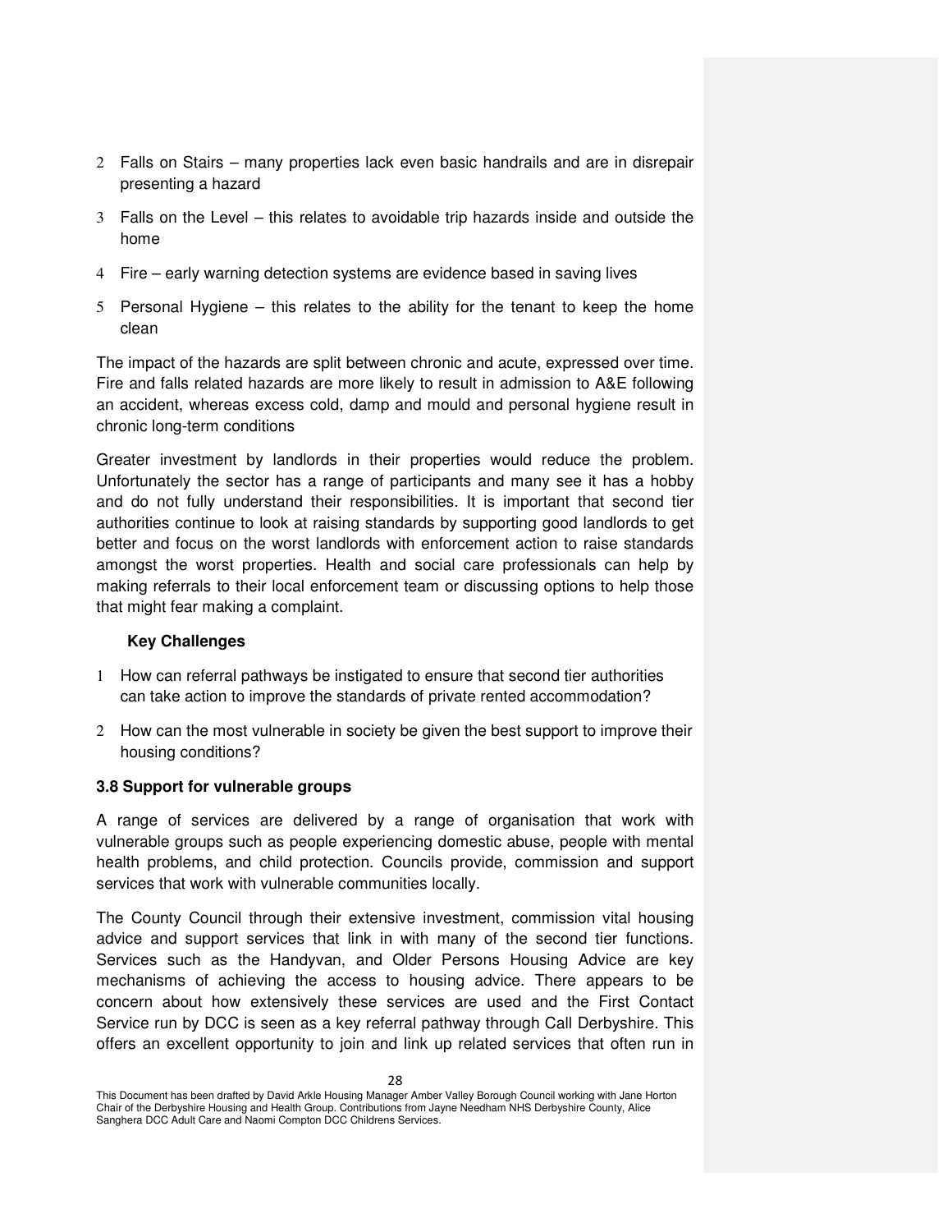2. Falls on Stairs – many properties lack even basic handrails and are in disrepair presenting a hazard
3. Falls on the Level – this relates to avoidable trip hazards inside and outside the home
4. Fire – early warning detection systems are evidence based in saving lives
5. Personal Hygiene – this relates to the ability for the tenant to keep the home clean

The impact of the hazards are split between chronic and acute, expressed over time. Fire and falls related hazards are more likely to result in admission to A&E following an accident, whereas excess cold, damp and mould and personal hygiene result in chronic long-term conditions

Greater investment by landlords in their properties would reduce the problem. Unfortunately the sector has a range of participants and many see it has a hobby and do not fully understand their responsibilities. It is important that second tier authorities continue to look at raising standards by supporting good landlords to get better and focus on the worst landlords with enforcement action to raise standards amongst the worst properties. Health and social care professionals can help by making referrals to their local enforcement team or discussing options to help those that might fear making a complaint.

**Key Challenges**

1. How can referral pathways be instigated to ensure that second tier authorities can take action to improve the standards of private rented accommodation?
2. How can the most vulnerable in society be given the best support to improve their housing conditions?

### 3.8 Support for vulnerable groups

A range of services are delivered by a range of organisation that work with vulnerable groups such as people experiencing domestic abuse, people with mental health problems, and child protection. Councils provide, commission and support services that work with vulnerable communities locally.

The County Council through their extensive investment, commission vital housing advice and support services that link in with many of the second tier functions. Services such as the Handyvan, and Older Persons Housing Advice are key mechanisms of achieving the access to housing advice. There appears to be concern about how extensively these services are used and the First Contact Service run by DCC is seen as a key referral pathway through Call Derbyshire. This offers an excellent opportunity to join and link up related services that often run in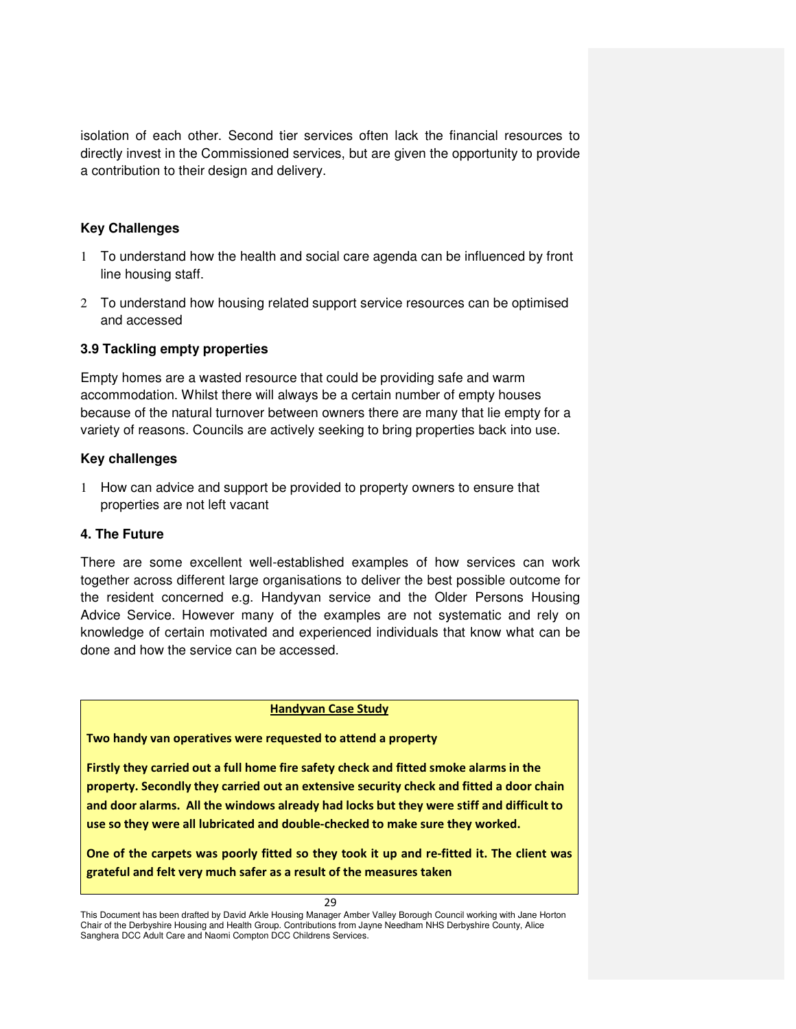isolation of each other. Second tier services often lack the financial resources to directly invest in the Commissioned services, but are given the opportunity to provide a contribution to their design and delivery.

**Key Challenges**

1. To understand how the health and social care agenda can be influenced by front line housing staff.
2. To understand how housing related support service resources can be optimised and accessed

### 3.9 Tackling empty properties

Empty homes are a wasted resource that could be providing safe and warm accommodation. Whilst there will always be a certain number of empty houses because of the natural turnover between owners there are many that lie empty for a variety of reasons. Councils are actively seeking to bring properties back into use.

**Key challenges**

1. How can advice and support be provided to property owners to ensure that properties are not left vacant

## 4. The Future

There are some excellent well-established examples of how services can work together across different large organisations to deliver the best possible outcome for the resident concerned e.g. Handyvan service and the Older Persons Housing Advice Service. However many of the examples are not systematic and rely on knowledge of certain motivated and experienced individuals that know what can be done and how the service can be accessed.

**Handyvan Case Study**

**Two handy van operatives were requested to attend a property**

**Firstly they carried out a full home fire safety check and fitted smoke alarms in the property. Secondly they carried out an extensive security check and fitted a door chain and door alarms. All the windows already had locks but they were stiff and difficult to use so they were all lubricated and double-checked to make sure they worked.**

**One of the carpets was poorly fitted so they took it up and re-fitted it. The client was grateful and felt very much safer as a result of the measures taken**

This Document has been drafted by David Arkle Housing Manager Amber Valley Borough Council working with Jane Horton Chair of the Derbyshire Housing and Health Group. Contributions from Jayne Needham NHS Derbyshire County, Alice Sanghera DCC Adult Care and Naomi Compton DCC Childrens Services.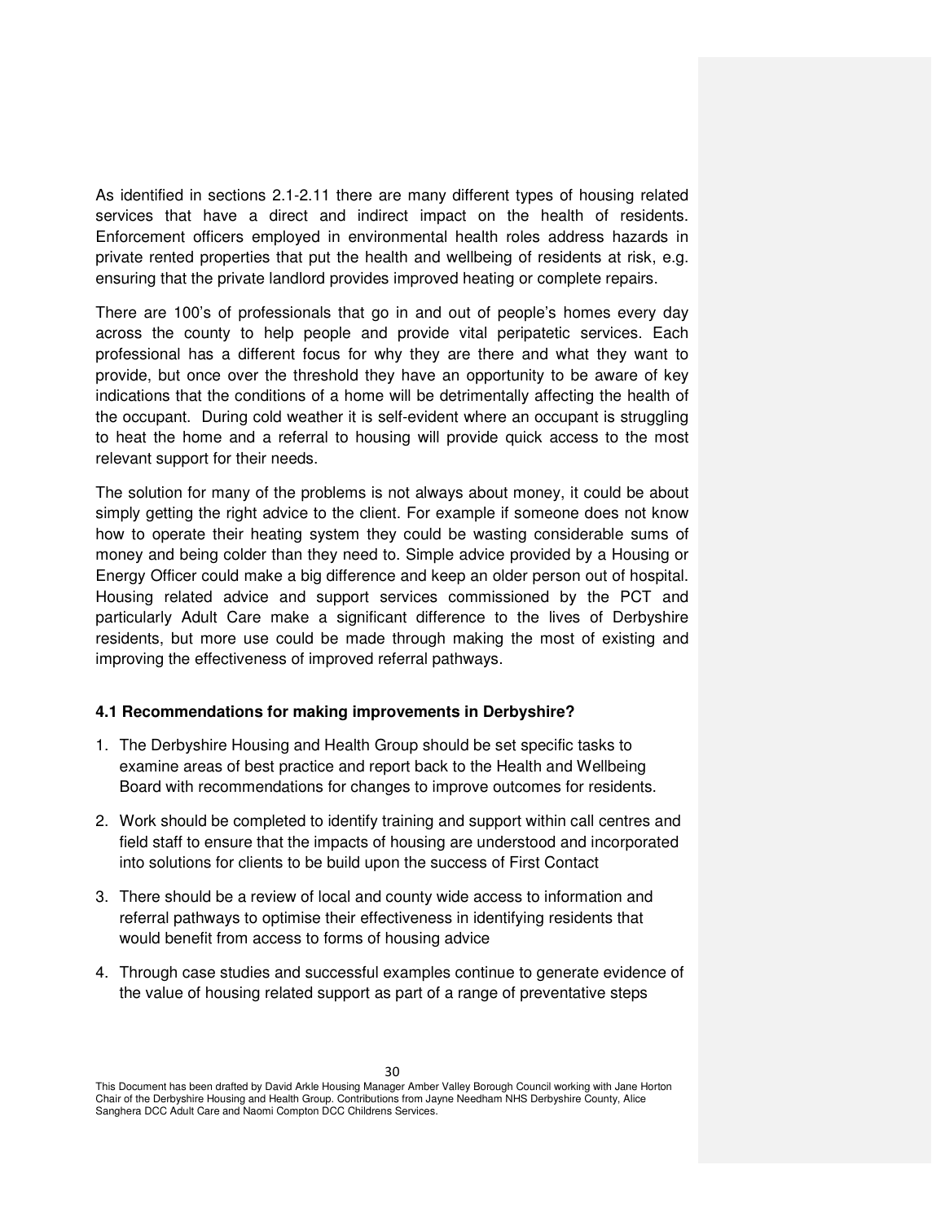As identified in sections 2.1-2.11 there are many different types of housing related services that have a direct and indirect impact on the health of residents. Enforcement officers employed in environmental health roles address hazards in private rented properties that put the health and wellbeing of residents at risk, e.g. ensuring that the private landlord provides improved heating or complete repairs.

There are 100's of professionals that go in and out of people's homes every day across the county to help people and provide vital peripatetic services. Each professional has a different focus for why they are there and what they want to provide, but once over the threshold they have an opportunity to be aware of key indications that the conditions of a home will be detrimentally affecting the health of the occupant. During cold weather it is self-evident where an occupant is struggling to heat the home and a referral to housing will provide quick access to the most relevant support for their needs.

The solution for many of the problems is not always about money, it could be about simply getting the right advice to the client. For example if someone does not know how to operate their heating system they could be wasting considerable sums of money and being colder than they need to. Simple advice provided by a Housing or Energy Officer could make a big difference and keep an older person out of hospital. Housing related advice and support services commissioned by the PCT and particularly Adult Care make a significant difference to the lives of Derbyshire residents, but more use could be made through making the most of existing and improving the effectiveness of improved referral pathways.

### 4.1 Recommendations for making improvements in Derbyshire?

1. The Derbyshire Housing and Health Group should be set specific tasks to examine areas of best practice and report back to the Health and Wellbeing Board with recommendations for changes to improve outcomes for residents.
2. Work should be completed to identify training and support within call centres and field staff to ensure that the impacts of housing are understood and incorporated into solutions for clients to be build upon the success of First Contact
3. There should be a review of local and county wide access to information and referral pathways to optimise their effectiveness in identifying residents that would benefit from access to forms of housing advice
4. Through case studies and successful examples continue to generate evidence of the value of housing related support as part of a range of preventative steps

This Document has been drafted by David Arkle Housing Manager Amber Valley Borough Council working with Jane Horton Chair of the Derbyshire Housing and Health Group. Contributions from Jayne Needham NHS Derbyshire County, Alice Sanghera DCC Adult Care and Naomi Compton DCC Childrens Services.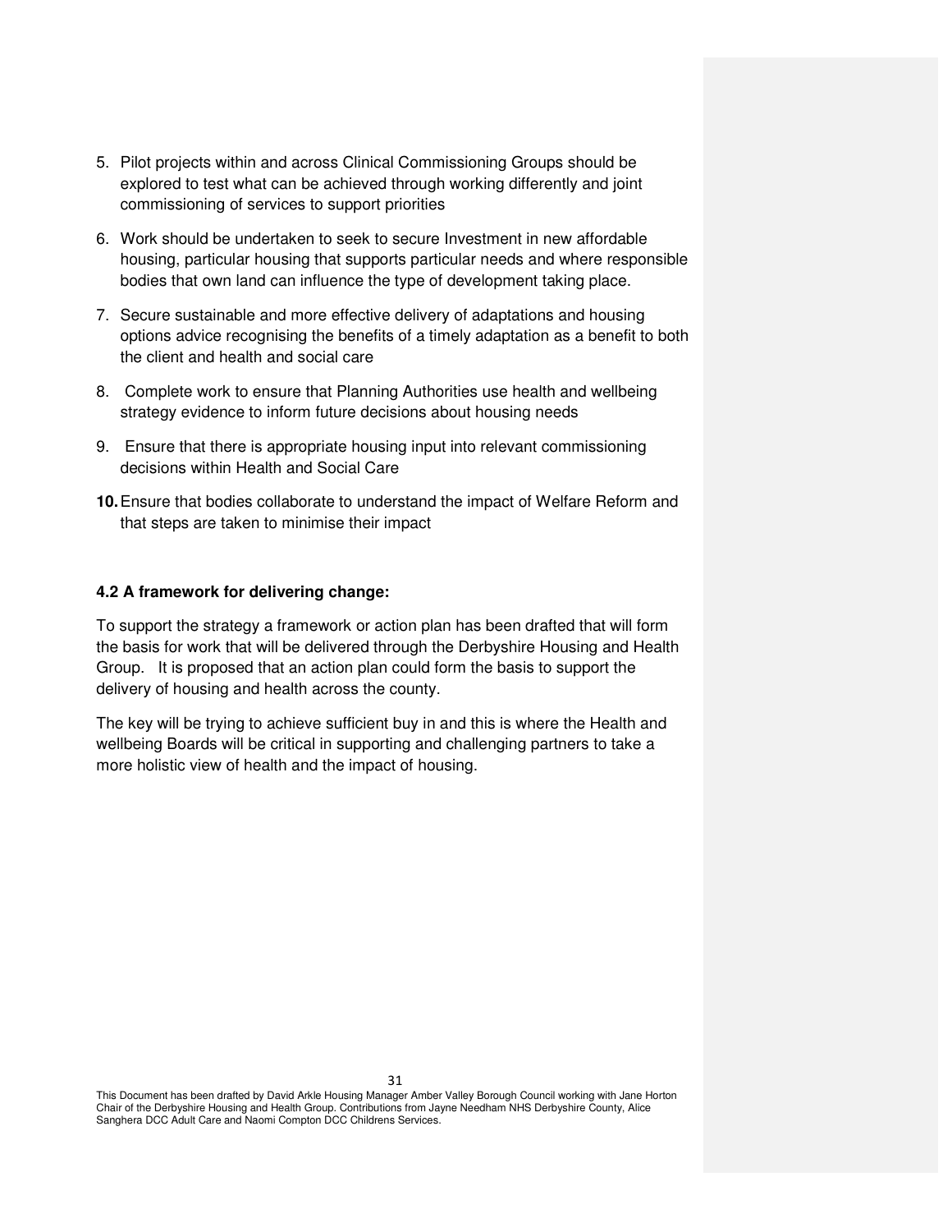5. Pilot projects within and across Clinical Commissioning Groups should be explored to test what can be achieved through working differently and joint commissioning of services to support priorities

6. Work should be undertaken to seek to secure Investment in new affordable housing, particular housing that supports particular needs and where responsible bodies that own land can influence the type of development taking place.

7. Secure sustainable and more effective delivery of adaptations and housing options advice recognising the benefits of a timely adaptation as a benefit to both the client and health and social care

8. Complete work to ensure that Planning Authorities use health and wellbeing strategy evidence to inform future decisions about housing needs

9. Ensure that there is appropriate housing input into relevant commissioning decisions within Health and Social Care

10. Ensure that bodies collaborate to understand the impact of Welfare Reform and that steps are taken to minimise their impact

**4.2 A framework for delivering change:**

To support the strategy a framework or action plan has been drafted that will form the basis for work that will be delivered through the Derbyshire Housing and Health Group. It is proposed that an action plan could form the basis to support the delivery of housing and health across the county.

The key will be trying to achieve sufficient buy in and this is where the Health and wellbeing Boards will be critical in supporting and challenging partners to take a more holistic view of health and the impact of housing.

This Document has been drafted by David Arkle Housing Manager Amber Valley Borough Council working with Jane Horton Chair of the Derbyshire Housing and Health Group. Contributions from Jayne Needham NHS Derbyshire County, Alice Sanghera DCC Adult Care and Naomi Compton DCC Childrens Services.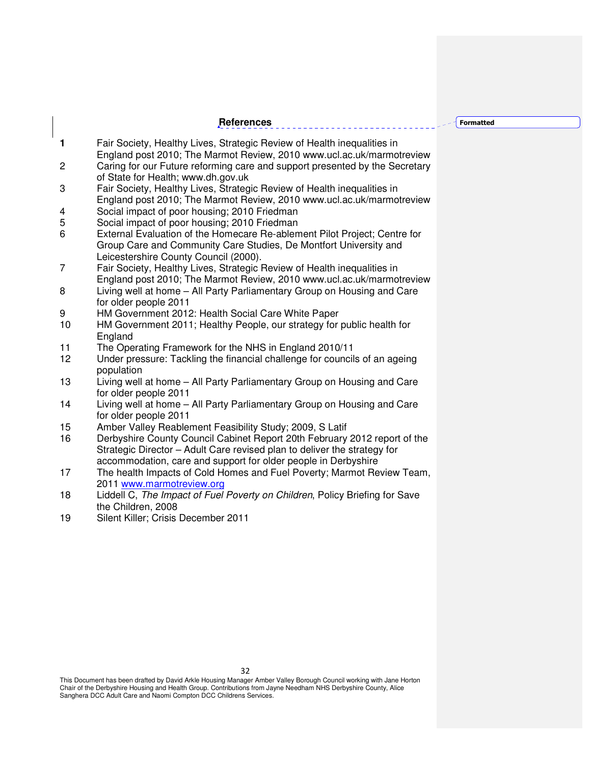## References

1. Fair Society, Healthy Lives, Strategic Review of Health inequalities in England post 2010; The Marmot Review, 2010 www.ucl.ac.uk/marmotreview
2. Caring for our Future reforming care and support presented by the Secretary of State for Health; www.dh.gov.uk
3. Fair Society, Healthy Lives, Strategic Review of Health inequalities in England post 2010; The Marmot Review, 2010 www.ucl.ac.uk/marmotreview
4. Social impact of poor housing; 2010 Friedman
5. Social impact of poor housing; 2010 Friedman
6. External Evaluation of the Homecare Re-ablement Pilot Project; Centre for Group Care and Community Care Studies, De Montfort University and Leicestershire County Council (2000).
7. Fair Society, Healthy Lives, Strategic Review of Health inequalities in England post 2010; The Marmot Review, 2010 www.ucl.ac.uk/marmotreview
8. Living well at home – All Party Parliamentary Group on Housing and Care for older people 2011
9. HM Government 2012: Health Social Care White Paper
10. HM Government 2011; Healthy People, our strategy for public health for England
11. The Operating Framework for the NHS in England 2010/11
12. Under pressure: Tackling the financial challenge for councils of an ageing population
13. Living well at home – All Party Parliamentary Group on Housing and Care for older people 2011
14. Living well at home – All Party Parliamentary Group on Housing and Care for older people 2011
15. Amber Valley Reablement Feasibility Study; 2009, S Latif
16. Derbyshire County Council Cabinet Report 20th February 2012 report of the Strategic Director – Adult Care revised plan to deliver the strategy for accommodation, care and support for older people in Derbyshire
17. The health Impacts of Cold Homes and Fuel Poverty; Marmot Review Team, 2011 www.marmotreview.org
18. Liddell C, *The Impact of Fuel Poverty on Children*, Policy Briefing for Save the Children, 2008
19. Silent Killer; Crisis December 2011

This Document has been drafted by David Arkle Housing Manager Amber Valley Borough Council working with Jane Horton Chair of the Derbyshire Housing and Health Group. Contributions from Jayne Needham NHS Derbyshire County, Alice Sanghera DCC Adult Care and Naomi Compton DCC Childrens Services.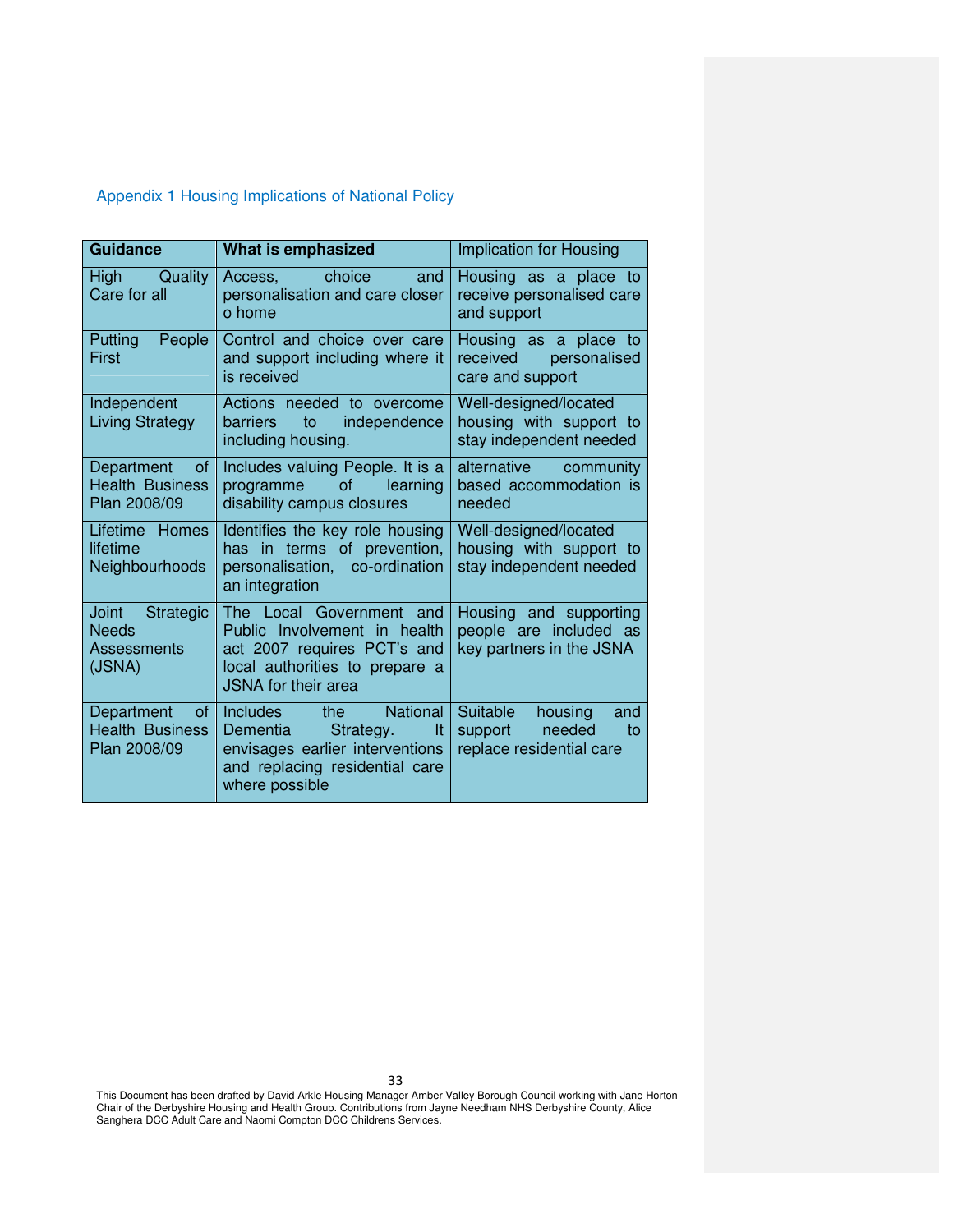## Appendix 1 Housing Implications of National Policy

| **Guidance** | **What is emphasized** | Implication for Housing |
|---|---|---|
| High Quality Care for all | Access, choice and personalisation and care closer o home | Housing as a place to receive personalised care and support |
| Putting People First | Control and choice over care and support including where it is received | Housing as a place to received personalised care and support |
| Independent Living Strategy | Actions needed to overcome barriers to independence including housing. | Well-designed/located housing with support to stay independent needed |
| Department of Health Business Plan 2008/09 | Includes valuing People. It is a programme of learning disability campus closures | alternative community based accommodation is needed |
| Lifetime Homes lifetime Neighbourhoods | Identifies the key role housing has in terms of prevention, personalisation, co-ordination an integration | Well-designed/located housing with support to stay independent needed |
| Joint Strategic Needs Assessments (JSNA) | The Local Government and Public Involvement in health act 2007 requires PCT's and local authorities to prepare a JSNA for their area | Housing and supporting people are included as key partners in the JSNA |
| Department of Health Business Plan 2008/09 | Includes the National Dementia Strategy. It envisages earlier interventions and replacing residential care where possible | Suitable housing and support needed to replace residential care |

This Document has been drafted by David Arkle Housing Manager Amber Valley Borough Council working with Jane Horton Chair of the Derbyshire Housing and Health Group. Contributions from Jayne Needham NHS Derbyshire County, Alice Sanghera DCC Adult Care and Naomi Compton DCC Childrens Services.